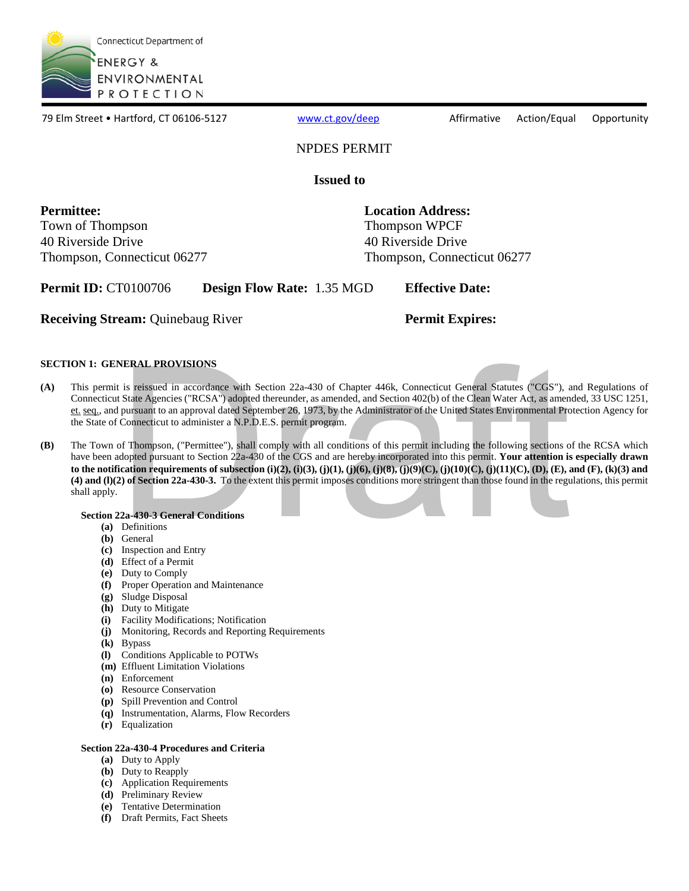Connecticut Department of

ENERGY & ENVIRONMENTAL PROTECTION

79 Elm Street • Hartford, CT 06106-5127 www.ct.gov/deep Affirmative Action/Equal Opportunity

# NPDES PERMIT

## Issued to

**Permittee:**
Town of Thompson
40 Riverside Drive
Thompson, Connecticut 06277

**Location Address:**
Thompson WPCF
40 Riverside Drive
Thompson, Connecticut 06277

**Permit ID:** CT0100706 **Design Flow Rate:** 1.35 MGD **Effective Date:**

**Receiving Stream:** Quinebaug River **Permit Expires:**

### SECTION 1: GENERAL PROVISIONS

**(A)** This permit is reissued in accordance with Section 22a-430 of Chapter 446k, Connecticut General Statutes ("CGS"), and Regulations of Connecticut State Agencies ("RCSA") adopted thereunder, as amended, and Section 402(b) of the Clean Water Act, as amended, 33 USC 1251, et. seq., and pursuant to an approval dated September 26, 1973, by the Administrator of the United States Environmental Protection Agency for the State of Connecticut to administer a N.P.D.E.S. permit program.

**(B)** The Town of Thompson, ("Permittee"), shall comply with all conditions of this permit including the following sections of the RCSA which have been adopted pursuant to Section 22a-430 of the CGS and are hereby incorporated into this permit. **Your attention is especially drawn to the notification requirements of subsection (i)(2), (i)(3), (j)(1), (j)(6), (j)(8), (j)(9)(C), (j)(10)(C), (j)(11)(C), (D), (E), and (F), (k)(3) and (4) and (l)(2) of Section 22a-430-3.** To the extent this permit imposes conditions more stringent than those found in the regulations, this permit shall apply.

**Section 22a-430-3 General Conditions**

- **(a)** Definitions
- **(b)** General
- **(c)** Inspection and Entry
- **(d)** Effect of a Permit
- **(e)** Duty to Comply
- **(f)** Proper Operation and Maintenance
- **(g)** Sludge Disposal
- **(h)** Duty to Mitigate
- **(i)** Facility Modifications; Notification
- **(j)** Monitoring, Records and Reporting Requirements
- **(k)** Bypass
- **(l)** Conditions Applicable to POTWs
- **(m)** Effluent Limitation Violations
- **(n)** Enforcement
- **(o)** Resource Conservation
- **(p)** Spill Prevention and Control
- **(q)** Instrumentation, Alarms, Flow Recorders
- **(r)** Equalization

**Section 22a-430-4 Procedures and Criteria**

- **(a)** Duty to Apply
- **(b)** Duty to Reapply
- **(c)** Application Requirements
- **(d)** Preliminary Review
- **(e)** Tentative Determination
- **(f)** Draft Permits, Fact Sheets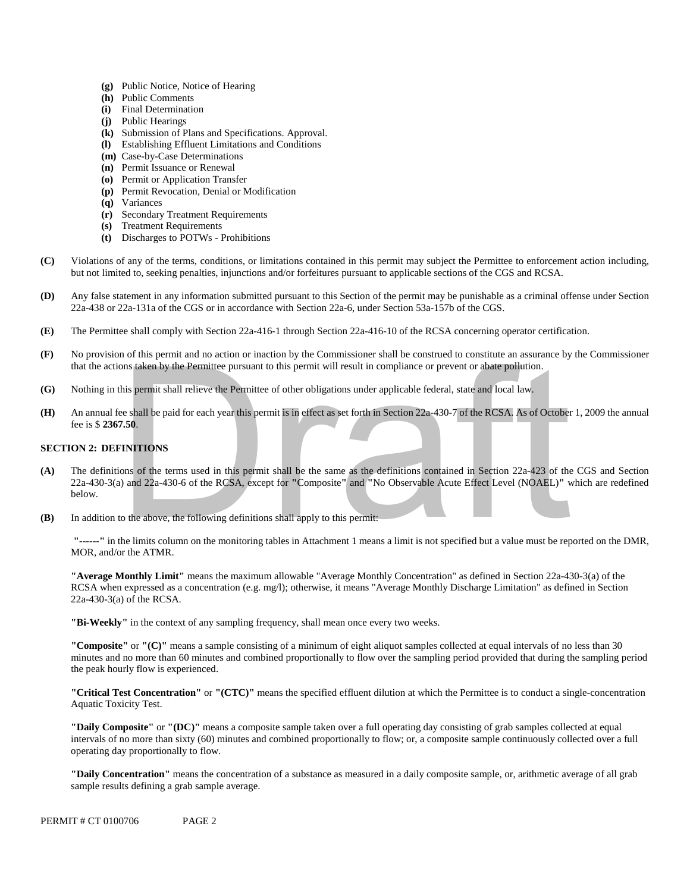- **(g)** Public Notice, Notice of Hearing
- **(h)** Public Comments
- **(i)** Final Determination
- **(j)** Public Hearings
- **(k)** Submission of Plans and Specifications. Approval.
- **(l)** Establishing Effluent Limitations and Conditions
- **(m)** Case-by-Case Determinations
- **(n)** Permit Issuance or Renewal
- **(o)** Permit or Application Transfer
- **(p)** Permit Revocation, Denial or Modification
- **(q)** Variances
- **(r)** Secondary Treatment Requirements
- **(s)** Treatment Requirements
- **(t)** Discharges to POTWs - Prohibitions

**(C)** Violations of any of the terms, conditions, or limitations contained in this permit may subject the Permittee to enforcement action including, but not limited to, seeking penalties, injunctions and/or forfeitures pursuant to applicable sections of the CGS and RCSA.

**(D)** Any false statement in any information submitted pursuant to this Section of the permit may be punishable as a criminal offense under Section 22a-438 or 22a-131a of the CGS or in accordance with Section 22a-6, under Section 53a-157b of the CGS.

**(E)** The Permittee shall comply with Section 22a-416-1 through Section 22a-416-10 of the RCSA concerning operator certification.

**(F)** No provision of this permit and no action or inaction by the Commissioner shall be construed to constitute an assurance by the Commissioner that the actions taken by the Permittee pursuant to this permit will result in compliance or prevent or abate pollution.

**(G)** Nothing in this permit shall relieve the Permittee of other obligations under applicable federal, state and local law.

**(H)** An annual fee shall be paid for each year this permit is in effect as set forth in Section 22a-430-7 of the RCSA. As of October 1, 2009 the annual fee is $ **2367.50**.

## SECTION 2: DEFINITIONS

**(A)** The definitions of the terms used in this permit shall be the same as the definitions contained in Section 22a-423 of the CGS and Section 22a-430-3(a) and 22a-430-6 of the RCSA, except for **"**Composite**"** and **"**No Observable Acute Effect Level (NOAEL)**"** which are redefined below.

**(B)** In addition to the above, the following definitions shall apply to this permit:

**"------"** in the limits column on the monitoring tables in Attachment 1 means a limit is not specified but a value must be reported on the DMR, MOR, and/or the ATMR.

**"Average Monthly Limit"** means the maximum allowable "Average Monthly Concentration" as defined in Section 22a-430-3(a) of the RCSA when expressed as a concentration (e.g. mg/l); otherwise, it means "Average Monthly Discharge Limitation" as defined in Section 22a-430-3(a) of the RCSA.

**"Bi-Weekly"** in the context of any sampling frequency, shall mean once every two weeks.

**"Composite"** or **"(C)"** means a sample consisting of a minimum of eight aliquot samples collected at equal intervals of no less than 30 minutes and no more than 60 minutes and combined proportionally to flow over the sampling period provided that during the sampling period the peak hourly flow is experienced.

**"Critical Test Concentration"** or **"(CTC)"** means the specified effluent dilution at which the Permittee is to conduct a single-concentration Aquatic Toxicity Test.

**"Daily Composite"** or **"(DC)"** means a composite sample taken over a full operating day consisting of grab samples collected at equal intervals of no more than sixty (60) minutes and combined proportionally to flow; or, a composite sample continuously collected over a full operating day proportionally to flow.

**"Daily Concentration"** means the concentration of a substance as measured in a daily composite sample, or, arithmetic average of all grab sample results defining a grab sample average.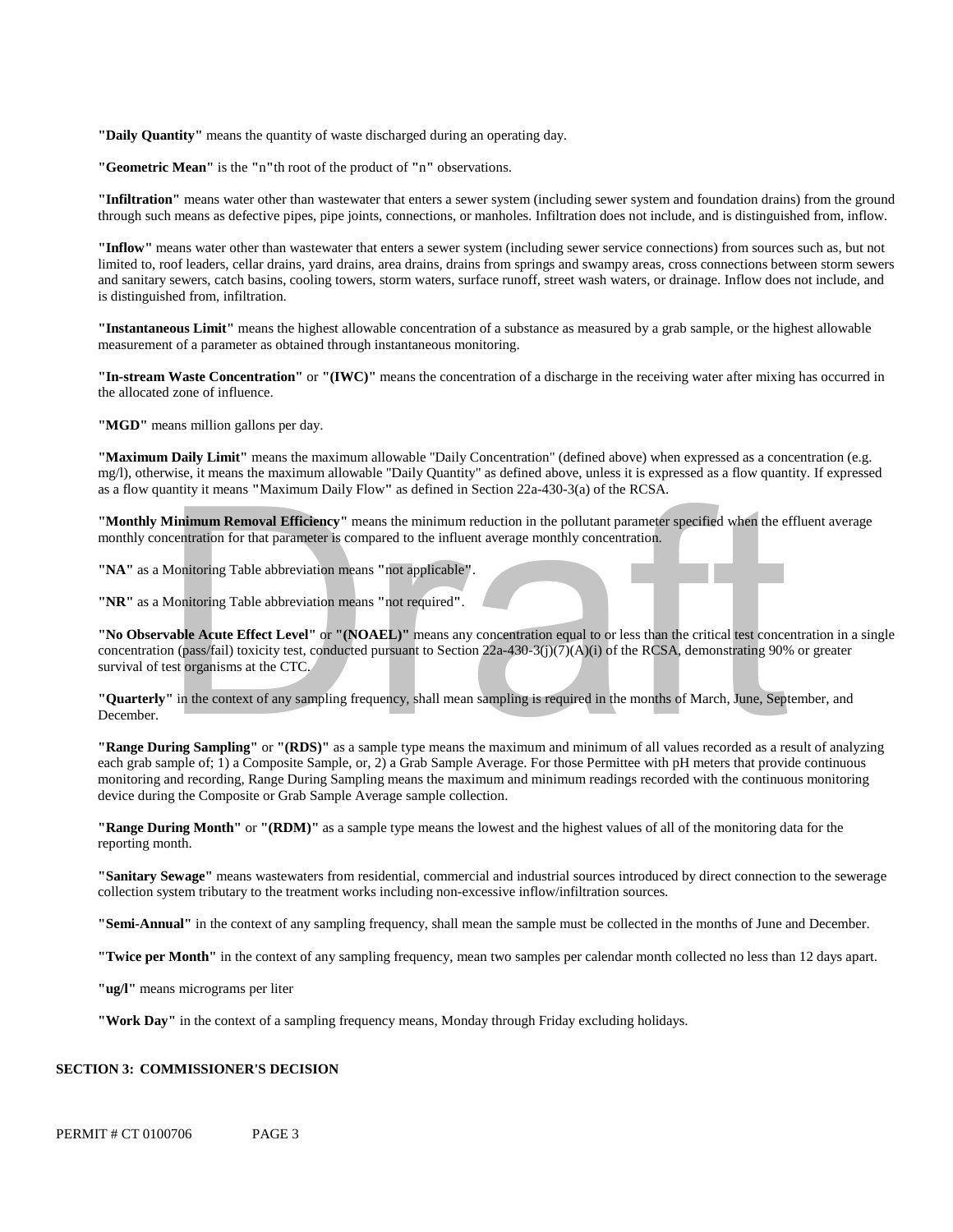**"Daily Quantity"** means the quantity of waste discharged during an operating day.

**"Geometric Mean"** is the **"n"**th root of the product of **"n"** observations.

**"Infiltration"** means water other than wastewater that enters a sewer system (including sewer system and foundation drains) from the ground through such means as defective pipes, pipe joints, connections, or manholes. Infiltration does not include, and is distinguished from, inflow.

**"Inflow"** means water other than wastewater that enters a sewer system (including sewer service connections) from sources such as, but not limited to, roof leaders, cellar drains, yard drains, area drains, drains from springs and swampy areas, cross connections between storm sewers and sanitary sewers, catch basins, cooling towers, storm waters, surface runoff, street wash waters, or drainage. Inflow does not include, and is distinguished from, infiltration.

**"Instantaneous Limit"** means the highest allowable concentration of a substance as measured by a grab sample, or the highest allowable measurement of a parameter as obtained through instantaneous monitoring.

**"In-stream Waste Concentration"** or **"(IWC)"** means the concentration of a discharge in the receiving water after mixing has occurred in the allocated zone of influence.

**"MGD"** means million gallons per day.

**"Maximum Daily Limit"** means the maximum allowable "Daily Concentration" (defined above) when expressed as a concentration (e.g. mg/l), otherwise, it means the maximum allowable "Daily Quantity" as defined above, unless it is expressed as a flow quantity. If expressed as a flow quantity it means **"**Maximum Daily Flow**"** as defined in Section 22a-430-3(a) of the RCSA.

**"Monthly Minimum Removal Efficiency"** means the minimum reduction in the pollutant parameter specified when the effluent average monthly concentration for that parameter is compared to the influent average monthly concentration.

**"NA"** as a Monitoring Table abbreviation means **"**not applicable**"**.

**"NR"** as a Monitoring Table abbreviation means **"**not required**"**.

**"No Observable Acute Effect Level"** or **"(NOAEL)"** means any concentration equal to or less than the critical test concentration in a single concentration (pass/fail) toxicity test, conducted pursuant to Section 22a-430-3(j)(7)(A)(i) of the RCSA, demonstrating 90% or greater survival of test organisms at the CTC.

**"Quarterly"** in the context of any sampling frequency, shall mean sampling is required in the months of March, June, September, and December.

**"Range During Sampling"** or **"(RDS)"** as a sample type means the maximum and minimum of all values recorded as a result of analyzing each grab sample of; 1) a Composite Sample, or, 2) a Grab Sample Average. For those Permittee with pH meters that provide continuous monitoring and recording, Range During Sampling means the maximum and minimum readings recorded with the continuous monitoring device during the Composite or Grab Sample Average sample collection.

**"Range During Month"** or **"(RDM)"** as a sample type means the lowest and the highest values of all of the monitoring data for the reporting month.

**"Sanitary Sewage"** means wastewaters from residential, commercial and industrial sources introduced by direct connection to the sewerage collection system tributary to the treatment works including non-excessive inflow/infiltration sources.

**"Semi-Annual"** in the context of any sampling frequency, shall mean the sample must be collected in the months of June and December.

**"Twice per Month"** in the context of any sampling frequency, mean two samples per calendar month collected no less than 12 days apart.

**"ug/l"** means micrograms per liter

**"Work Day"** in the context of a sampling frequency means, Monday through Friday excluding holidays.

## SECTION 3: COMMISSIONER'S DECISION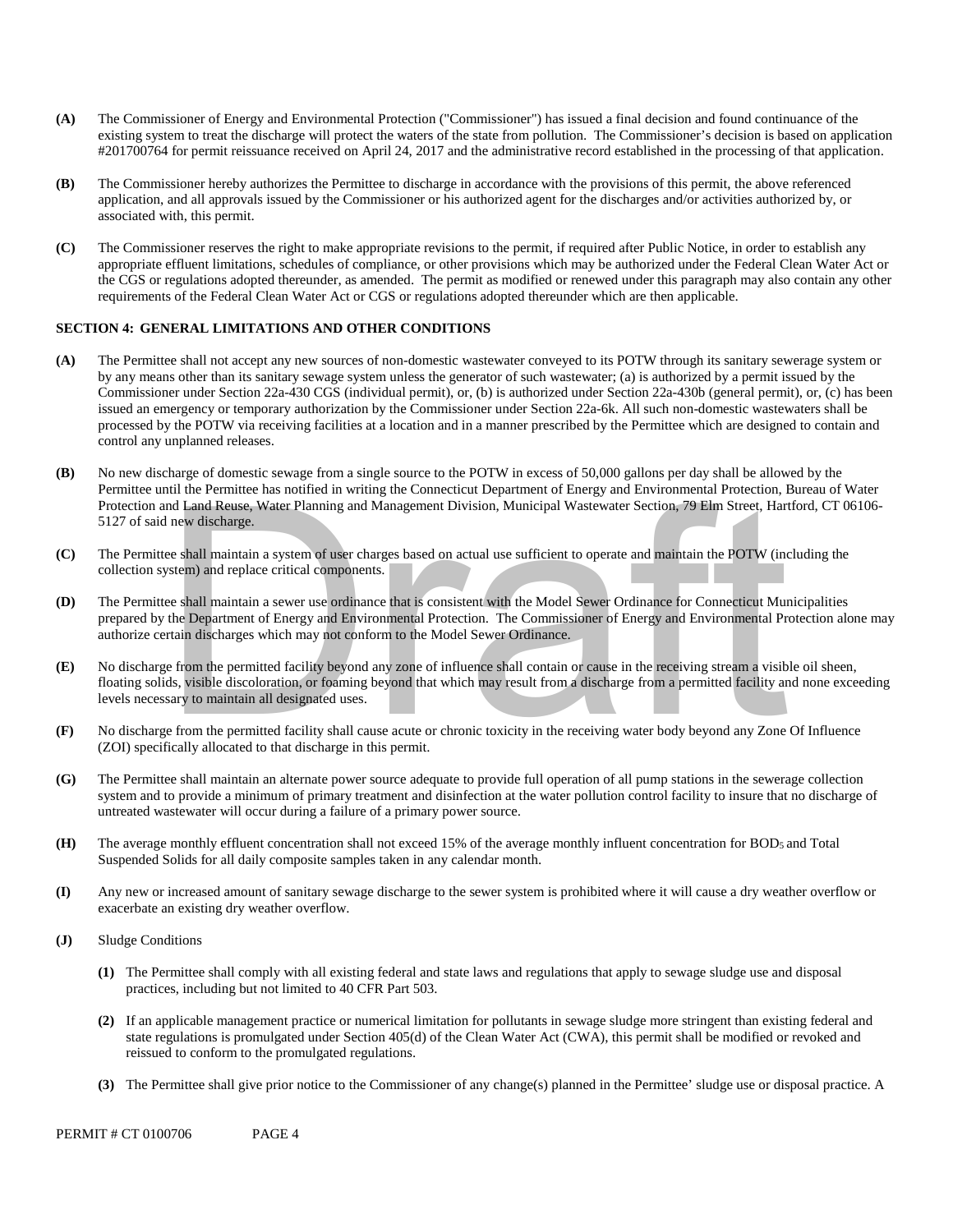**(A)** The Commissioner of Energy and Environmental Protection ("Commissioner") has issued a final decision and found continuance of the existing system to treat the discharge will protect the waters of the state from pollution. The Commissioner's decision is based on application #201700764 for permit reissuance received on April 24, 2017 and the administrative record established in the processing of that application.

**(B)** The Commissioner hereby authorizes the Permittee to discharge in accordance with the provisions of this permit, the above referenced application, and all approvals issued by the Commissioner or his authorized agent for the discharges and/or activities authorized by, or associated with, this permit.

**(C)** The Commissioner reserves the right to make appropriate revisions to the permit, if required after Public Notice, in order to establish any appropriate effluent limitations, schedules of compliance, or other provisions which may be authorized under the Federal Clean Water Act or the CGS or regulations adopted thereunder, as amended. The permit as modified or renewed under this paragraph may also contain any other requirements of the Federal Clean Water Act or CGS or regulations adopted thereunder which are then applicable.

## SECTION 4: GENERAL LIMITATIONS AND OTHER CONDITIONS

**(A)** The Permittee shall not accept any new sources of non-domestic wastewater conveyed to its POTW through its sanitary sewerage system or by any means other than its sanitary sewage system unless the generator of such wastewater; (a) is authorized by a permit issued by the Commissioner under Section 22a-430 CGS (individual permit), or, (b) is authorized under Section 22a-430b (general permit), or, (c) has been issued an emergency or temporary authorization by the Commissioner under Section 22a-6k. All such non-domestic wastewaters shall be processed by the POTW via receiving facilities at a location and in a manner prescribed by the Permittee which are designed to contain and control any unplanned releases.

**(B)** No new discharge of domestic sewage from a single source to the POTW in excess of 50,000 gallons per day shall be allowed by the Permittee until the Permittee has notified in writing the Connecticut Department of Energy and Environmental Protection, Bureau of Water Protection and Land Reuse, Water Planning and Management Division, Municipal Wastewater Section, 79 Elm Street, Hartford, CT 06106-5127 of said new discharge.

**(C)** The Permittee shall maintain a system of user charges based on actual use sufficient to operate and maintain the POTW (including the collection system) and replace critical components.

**(D)** The Permittee shall maintain a sewer use ordinance that is consistent with the Model Sewer Ordinance for Connecticut Municipalities prepared by the Department of Energy and Environmental Protection. The Commissioner of Energy and Environmental Protection alone may authorize certain discharges which may not conform to the Model Sewer Ordinance.

**(E)** No discharge from the permitted facility beyond any zone of influence shall contain or cause in the receiving stream a visible oil sheen, floating solids, visible discoloration, or foaming beyond that which may result from a discharge from a permitted facility and none exceeding levels necessary to maintain all designated uses.

**(F)** No discharge from the permitted facility shall cause acute or chronic toxicity in the receiving water body beyond any Zone Of Influence (ZOI) specifically allocated to that discharge in this permit.

**(G)** The Permittee shall maintain an alternate power source adequate to provide full operation of all pump stations in the sewerage collection system and to provide a minimum of primary treatment and disinfection at the water pollution control facility to insure that no discharge of untreated wastewater will occur during a failure of a primary power source.

**(H)** The average monthly effluent concentration shall not exceed 15% of the average monthly influent concentration for $BOD_5$ and Total Suspended Solids for all daily composite samples taken in any calendar month.

**(I)** Any new or increased amount of sanitary sewage discharge to the sewer system is prohibited where it will cause a dry weather overflow or exacerbate an existing dry weather overflow.

**(J)** Sludge Conditions

**(1)** The Permittee shall comply with all existing federal and state laws and regulations that apply to sewage sludge use and disposal practices, including but not limited to 40 CFR Part 503.

**(2)** If an applicable management practice or numerical limitation for pollutants in sewage sludge more stringent than existing federal and state regulations is promulgated under Section 405(d) of the Clean Water Act (CWA), this permit shall be modified or revoked and reissued to conform to the promulgated regulations.

**(3)** The Permittee shall give prior notice to the Commissioner of any change(s) planned in the Permittee' sludge use or disposal practice. A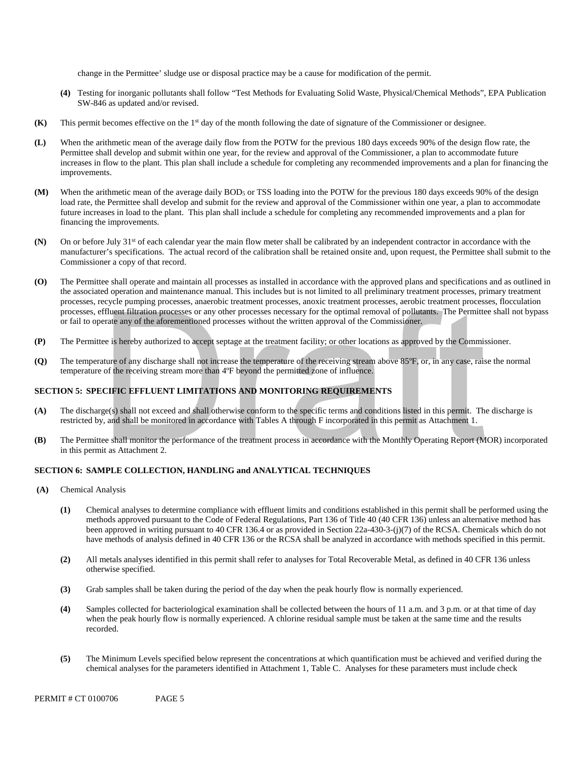change in the Permittee' sludge use or disposal practice may be a cause for modification of the permit.

**(4)** Testing for inorganic pollutants shall follow "Test Methods for Evaluating Solid Waste, Physical/Chemical Methods", EPA Publication SW-846 as updated and/or revised.

**(K)** This permit becomes effective on the 1st day of the month following the date of signature of the Commissioner or designee.

**(L)** When the arithmetic mean of the average daily flow from the POTW for the previous 180 days exceeds 90% of the design flow rate, the Permittee shall develop and submit within one year, for the review and approval of the Commissioner, a plan to accommodate future increases in flow to the plant. This plan shall include a schedule for completing any recommended improvements and a plan for financing the improvements.

**(M)** When the arithmetic mean of the average daily $BOD_5$ or TSS loading into the POTW for the previous 180 days exceeds 90% of the design load rate, the Permittee shall develop and submit for the review and approval of the Commissioner within one year, a plan to accommodate future increases in load to the plant. This plan shall include a schedule for completing any recommended improvements and a plan for financing the improvements.

**(N)** On or before July 31st of each calendar year the main flow meter shall be calibrated by an independent contractor in accordance with the manufacturer's specifications. The actual record of the calibration shall be retained onsite and, upon request, the Permittee shall submit to the Commissioner a copy of that record.

**(O)** The Permittee shall operate and maintain all processes as installed in accordance with the approved plans and specifications and as outlined in the associated operation and maintenance manual. This includes but is not limited to all preliminary treatment processes, primary treatment processes, recycle pumping processes, anaerobic treatment processes, anoxic treatment processes, aerobic treatment processes, flocculation processes, effluent filtration processes or any other processes necessary for the optimal removal of pollutants. The Permittee shall not bypass or fail to operate any of the aforementioned processes without the written approval of the Commissioner.

**(P)** The Permittee is hereby authorized to accept septage at the treatment facility; or other locations as approved by the Commissioner.

**(Q)** The temperature of any discharge shall not increase the temperature of the receiving stream above 85ºF, or, in any case, raise the normal temperature of the receiving stream more than 4ºF beyond the permitted zone of influence.

## SECTION 5: SPECIFIC EFFLUENT LIMITATIONS AND MONITORING REQUIREMENTS

**(A)** The discharge(s) shall not exceed and shall otherwise conform to the specific terms and conditions listed in this permit. The discharge is restricted by, and shall be monitored in accordance with Tables A through F incorporated in this permit as Attachment 1.

**(B)** The Permittee shall monitor the performance of the treatment process in accordance with the Monthly Operating Report (MOR) incorporated in this permit as Attachment 2.

## SECTION 6: SAMPLE COLLECTION, HANDLING and ANALYTICAL TECHNIQUES

**(A)** Chemical Analysis

**(1)** Chemical analyses to determine compliance with effluent limits and conditions established in this permit shall be performed using the methods approved pursuant to the Code of Federal Regulations, Part 136 of Title 40 (40 CFR 136) unless an alternative method has been approved in writing pursuant to 40 CFR 136.4 or as provided in Section 22a-430-3-(j)(7) of the RCSA. Chemicals which do not have methods of analysis defined in 40 CFR 136 or the RCSA shall be analyzed in accordance with methods specified in this permit.

**(2)** All metals analyses identified in this permit shall refer to analyses for Total Recoverable Metal, as defined in 40 CFR 136 unless otherwise specified.

**(3)** Grab samples shall be taken during the period of the day when the peak hourly flow is normally experienced.

**(4)** Samples collected for bacteriological examination shall be collected between the hours of 11 a.m. and 3 p.m. or at that time of day when the peak hourly flow is normally experienced. A chlorine residual sample must be taken at the same time and the results recorded.

**(5)** The Minimum Levels specified below represent the concentrations at which quantification must be achieved and verified during the chemical analyses for the parameters identified in Attachment 1, Table C. Analyses for these parameters must include check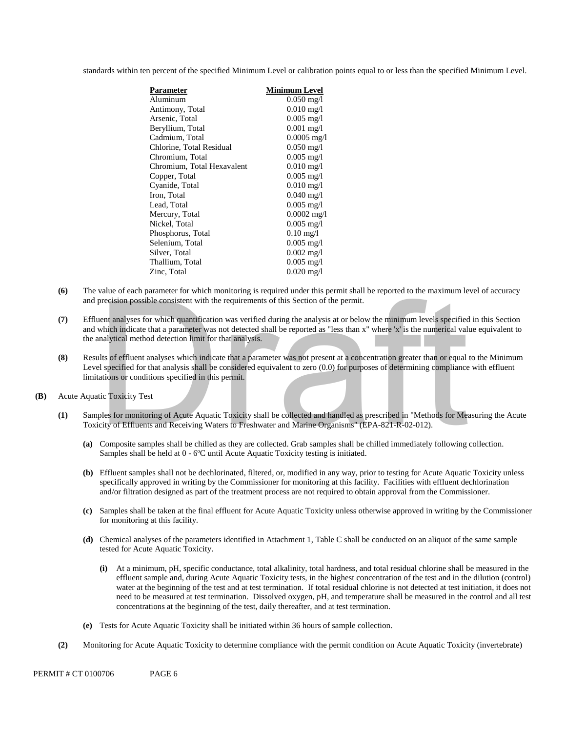standards within ten percent of the specified Minimum Level or calibration points equal to or less than the specified Minimum Level.

| Parameter | Minimum Level |
|---|---|
| Aluminum | 0.050 mg/l |
| Antimony, Total | 0.010 mg/l |
| Arsenic, Total | 0.005 mg/l |
| Beryllium, Total | 0.001 mg/l |
| Cadmium, Total | 0.0005 mg/l |
| Chlorine, Total Residual | 0.050 mg/l |
| Chromium, Total | 0.005 mg/l |
| Chromium, Total Hexavalent | 0.010 mg/l |
| Copper, Total | 0.005 mg/l |
| Cyanide, Total | 0.010 mg/l |
| Iron, Total | 0.040 mg/l |
| Lead, Total | 0.005 mg/l |
| Mercury, Total | 0.0002 mg/l |
| Nickel, Total | 0.005 mg/l |
| Phosphorus, Total | 0.10 mg/l |
| Selenium, Total | 0.005 mg/l |
| Silver, Total | 0.002 mg/l |
| Thallium, Total | 0.005 mg/l |
| Zinc, Total | 0.020 mg/l |

**(6)** The value of each parameter for which monitoring is required under this permit shall be reported to the maximum level of accuracy and precision possible consistent with the requirements of this Section of the permit.

**(7)** Effluent analyses for which quantification was verified during the analysis at or below the minimum levels specified in this Section and which indicate that a parameter was not detected shall be reported as "less than x" where 'x' is the numerical value equivalent to the analytical method detection limit for that analysis.

**(8)** Results of effluent analyses which indicate that a parameter was not present at a concentration greater than or equal to the Minimum Level specified for that analysis shall be considered equivalent to zero (0.0) for purposes of determining compliance with effluent limitations or conditions specified in this permit.

**(B)** Acute Aquatic Toxicity Test

**(1)** Samples for monitoring of Acute Aquatic Toxicity shall be collected and handled as prescribed in "Methods for Measuring the Acute Toxicity of Effluents and Receiving Waters to Freshwater and Marine Organisms" (EPA-821-R-02-012).

**(a)** Composite samples shall be chilled as they are collected. Grab samples shall be chilled immediately following collection. Samples shall be held at 0 - 6ºC until Acute Aquatic Toxicity testing is initiated.

**(b)** Effluent samples shall not be dechlorinated, filtered, or, modified in any way, prior to testing for Acute Aquatic Toxicity unless specifically approved in writing by the Commissioner for monitoring at this facility. Facilities with effluent dechlorination and/or filtration designed as part of the treatment process are not required to obtain approval from the Commissioner.

**(c)** Samples shall be taken at the final effluent for Acute Aquatic Toxicity unless otherwise approved in writing by the Commissioner for monitoring at this facility.

**(d)** Chemical analyses of the parameters identified in Attachment 1, Table C shall be conducted on an aliquot of the same sample tested for Acute Aquatic Toxicity.

**(i)** At a minimum, pH, specific conductance, total alkalinity, total hardness, and total residual chlorine shall be measured in the effluent sample and, during Acute Aquatic Toxicity tests, in the highest concentration of the test and in the dilution (control) water at the beginning of the test and at test termination. If total residual chlorine is not detected at test initiation, it does not need to be measured at test termination. Dissolved oxygen, pH, and temperature shall be measured in the control and all test concentrations at the beginning of the test, daily thereafter, and at test termination.

**(e)** Tests for Acute Aquatic Toxicity shall be initiated within 36 hours of sample collection.

**(2)** Monitoring for Acute Aquatic Toxicity to determine compliance with the permit condition on Acute Aquatic Toxicity (invertebrate)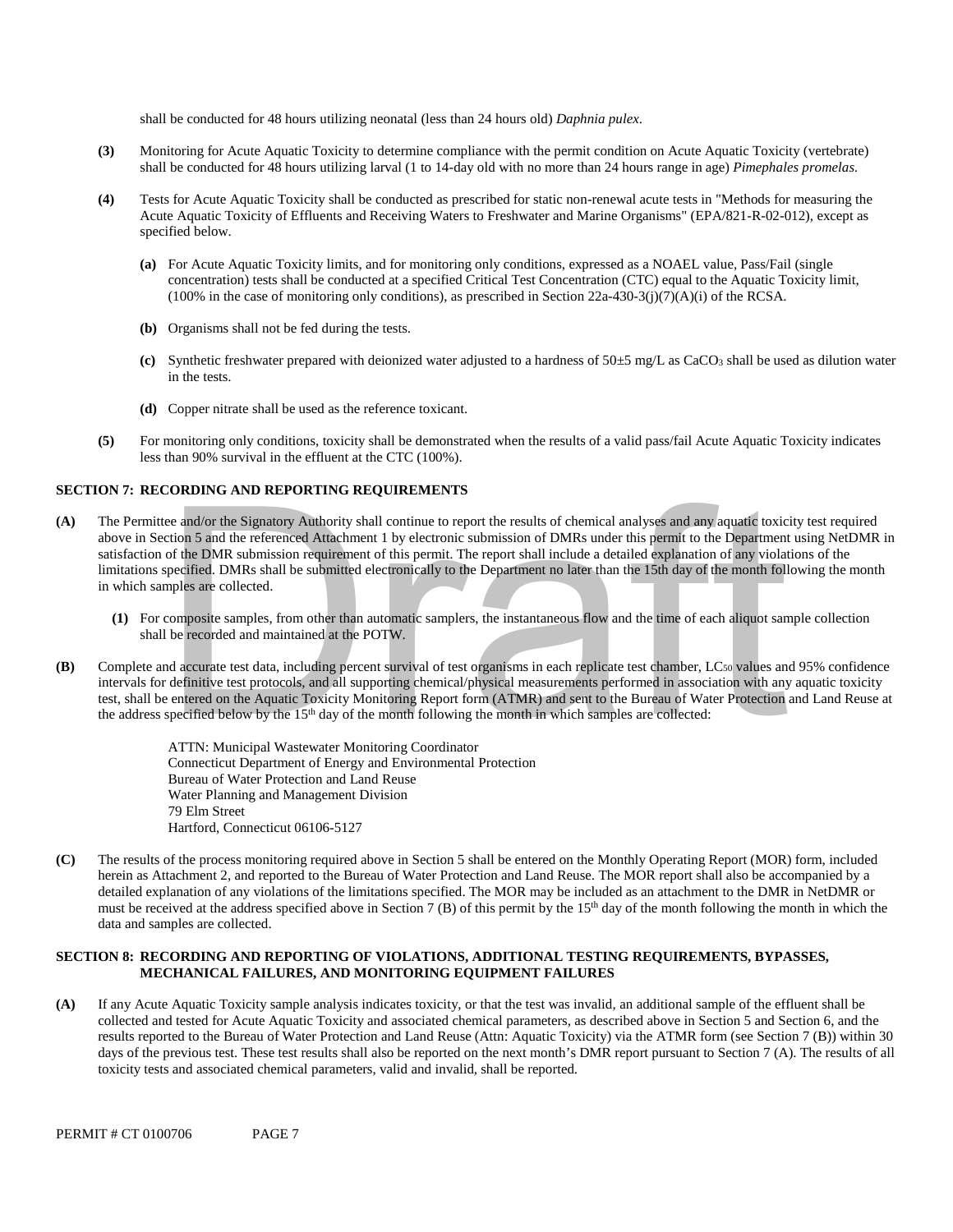shall be conducted for 48 hours utilizing neonatal (less than 24 hours old) *Daphnia pulex*.

**(3)** Monitoring for Acute Aquatic Toxicity to determine compliance with the permit condition on Acute Aquatic Toxicity (vertebrate) shall be conducted for 48 hours utilizing larval (1 to 14-day old with no more than 24 hours range in age) *Pimephales promelas.*

**(4)** Tests for Acute Aquatic Toxicity shall be conducted as prescribed for static non-renewal acute tests in "Methods for measuring the Acute Aquatic Toxicity of Effluents and Receiving Waters to Freshwater and Marine Organisms" (EPA/821-R-02-012), except as specified below.

- **(a)** For Acute Aquatic Toxicity limits, and for monitoring only conditions, expressed as a NOAEL value, Pass/Fail (single concentration) tests shall be conducted at a specified Critical Test Concentration (CTC) equal to the Aquatic Toxicity limit, (100% in the case of monitoring only conditions), as prescribed in Section 22a-430-3(j)(7)(A)(i) of the RCSA.

- **(b)** Organisms shall not be fed during the tests.

- **(c)** Synthetic freshwater prepared with deionized water adjusted to a hardness of 50±5 mg/L as $CaCO_3$ shall be used as dilution water in the tests.

- **(d)** Copper nitrate shall be used as the reference toxicant.

**(5)** For monitoring only conditions, toxicity shall be demonstrated when the results of a valid pass/fail Acute Aquatic Toxicity indicates less than 90% survival in the effluent at the CTC (100%).

## SECTION 7: RECORDING AND REPORTING REQUIREMENTS

**(A)** The Permittee and/or the Signatory Authority shall continue to report the results of chemical analyses and any aquatic toxicity test required above in Section 5 and the referenced Attachment 1 by electronic submission of DMRs under this permit to the Department using NetDMR in satisfaction of the DMR submission requirement of this permit. The report shall include a detailed explanation of any violations of the limitations specified. DMRs shall be submitted electronically to the Department no later than the 15th day of the month following the month in which samples are collected.

- **(1)** For composite samples, from other than automatic samplers, the instantaneous flow and the time of each aliquot sample collection shall be recorded and maintained at the POTW.

**(B)** Complete and accurate test data, including percent survival of test organisms in each replicate test chamber, $LC_{50}$ values and 95% confidence intervals for definitive test protocols, and all supporting chemical/physical measurements performed in association with any aquatic toxicity test, shall be entered on the Aquatic Toxicity Monitoring Report form (ATMR) and sent to the Bureau of Water Protection and Land Reuse at the address specified below by the 15th day of the month following the month in which samples are collected:

> ATTN: Municipal Wastewater Monitoring Coordinator
> Connecticut Department of Energy and Environmental Protection
> Bureau of Water Protection and Land Reuse
> Water Planning and Management Division
> 79 Elm Street
> Hartford, Connecticut 06106-5127

**(C)** The results of the process monitoring required above in Section 5 shall be entered on the Monthly Operating Report (MOR) form, included herein as Attachment 2, and reported to the Bureau of Water Protection and Land Reuse. The MOR report shall also be accompanied by a detailed explanation of any violations of the limitations specified. The MOR may be included as an attachment to the DMR in NetDMR or must be received at the address specified above in Section 7 (B) of this permit by the 15th day of the month following the month in which the data and samples are collected.

## SECTION 8: RECORDING AND REPORTING OF VIOLATIONS, ADDITIONAL TESTING REQUIREMENTS, BYPASSES, MECHANICAL FAILURES, AND MONITORING EQUIPMENT FAILURES

**(A)** If any Acute Aquatic Toxicity sample analysis indicates toxicity, or that the test was invalid, an additional sample of the effluent shall be collected and tested for Acute Aquatic Toxicity and associated chemical parameters, as described above in Section 5 and Section 6, and the results reported to the Bureau of Water Protection and Land Reuse (Attn: Aquatic Toxicity) via the ATMR form (see Section 7 (B)) within 30 days of the previous test. These test results shall also be reported on the next month's DMR report pursuant to Section 7 (A). The results of all toxicity tests and associated chemical parameters, valid and invalid, shall be reported.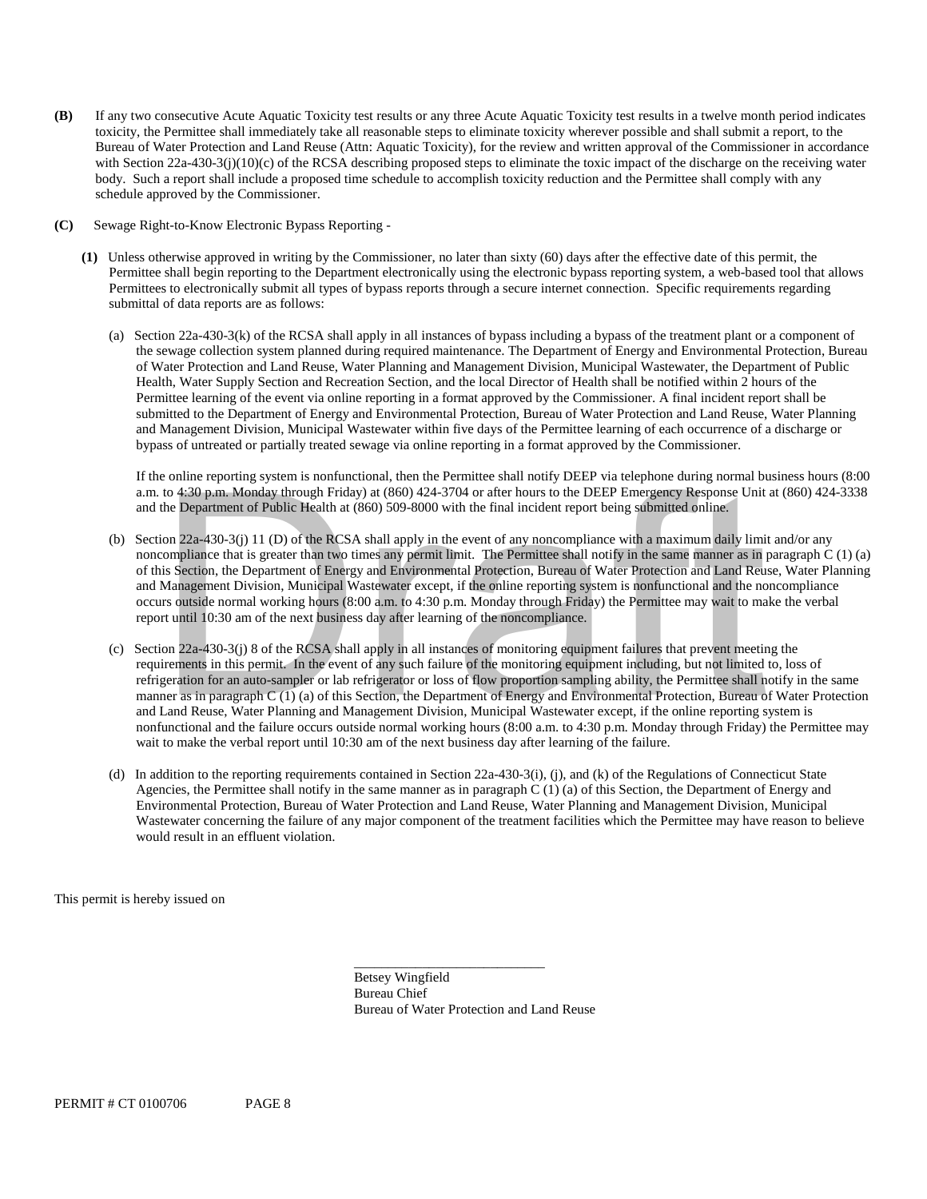**(B)** If any two consecutive Acute Aquatic Toxicity test results or any three Acute Aquatic Toxicity test results in a twelve month period indicates toxicity, the Permittee shall immediately take all reasonable steps to eliminate toxicity wherever possible and shall submit a report, to the Bureau of Water Protection and Land Reuse (Attn: Aquatic Toxicity), for the review and written approval of the Commissioner in accordance with Section 22a-430-3(j)(10)(c) of the RCSA describing proposed steps to eliminate the toxic impact of the discharge on the receiving water body. Such a report shall include a proposed time schedule to accomplish toxicity reduction and the Permittee shall comply with any schedule approved by the Commissioner.

**(C)** Sewage Right-to-Know Electronic Bypass Reporting -

**(1)** Unless otherwise approved in writing by the Commissioner, no later than sixty (60) days after the effective date of this permit, the Permittee shall begin reporting to the Department electronically using the electronic bypass reporting system, a web-based tool that allows Permittees to electronically submit all types of bypass reports through a secure internet connection. Specific requirements regarding submittal of data reports are as follows:

(a) Section 22a-430-3(k) of the RCSA shall apply in all instances of bypass including a bypass of the treatment plant or a component of the sewage collection system planned during required maintenance. The Department of Energy and Environmental Protection, Bureau of Water Protection and Land Reuse, Water Planning and Management Division, Municipal Wastewater, the Department of Public Health, Water Supply Section and Recreation Section, and the local Director of Health shall be notified within 2 hours of the Permittee learning of the event via online reporting in a format approved by the Commissioner. A final incident report shall be submitted to the Department of Energy and Environmental Protection, Bureau of Water Protection and Land Reuse, Water Planning and Management Division, Municipal Wastewater within five days of the Permittee learning of each occurrence of a discharge or bypass of untreated or partially treated sewage via online reporting in a format approved by the Commissioner.

If the online reporting system is nonfunctional, then the Permittee shall notify DEEP via telephone during normal business hours (8:00 a.m. to 4:30 p.m. Monday through Friday) at (860) 424-3704 or after hours to the DEEP Emergency Response Unit at (860) 424-3338 and the Department of Public Health at (860) 509-8000 with the final incident report being submitted online.

(b) Section 22a-430-3(j) 11 (D) of the RCSA shall apply in the event of any noncompliance with a maximum daily limit and/or any noncompliance that is greater than two times any permit limit. The Permittee shall notify in the same manner as in paragraph C (1) (a) of this Section, the Department of Energy and Environmental Protection, Bureau of Water Protection and Land Reuse, Water Planning and Management Division, Municipal Wastewater except, if the online reporting system is nonfunctional and the noncompliance occurs outside normal working hours (8:00 a.m. to 4:30 p.m. Monday through Friday) the Permittee may wait to make the verbal report until 10:30 am of the next business day after learning of the noncompliance.

(c) Section 22a-430-3(j) 8 of the RCSA shall apply in all instances of monitoring equipment failures that prevent meeting the requirements in this permit. In the event of any such failure of the monitoring equipment including, but not limited to, loss of refrigeration for an auto-sampler or lab refrigerator or loss of flow proportion sampling ability, the Permittee shall notify in the same manner as in paragraph C (1) (a) of this Section, the Department of Energy and Environmental Protection, Bureau of Water Protection and Land Reuse, Water Planning and Management Division, Municipal Wastewater except, if the online reporting system is nonfunctional and the failure occurs outside normal working hours (8:00 a.m. to 4:30 p.m. Monday through Friday) the Permittee may wait to make the verbal report until 10:30 am of the next business day after learning of the failure.

(d) In addition to the reporting requirements contained in Section 22a-430-3(i), (j), and (k) of the Regulations of Connecticut State Agencies, the Permittee shall notify in the same manner as in paragraph C (1) (a) of this Section, the Department of Energy and Environmental Protection, Bureau of Water Protection and Land Reuse, Water Planning and Management Division, Municipal Wastewater concerning the failure of any major component of the treatment facilities which the Permittee may have reason to believe would result in an effluent violation.

This permit is hereby issued on

\_\_\_\_\_\_\_\_\_\_\_\_\_\_\_\_\_\_\_\_\_\_\_\_\_\_\_\_

Betsey Wingfield
Bureau Chief
Bureau of Water Protection and Land Reuse

PERMIT # CT 0100706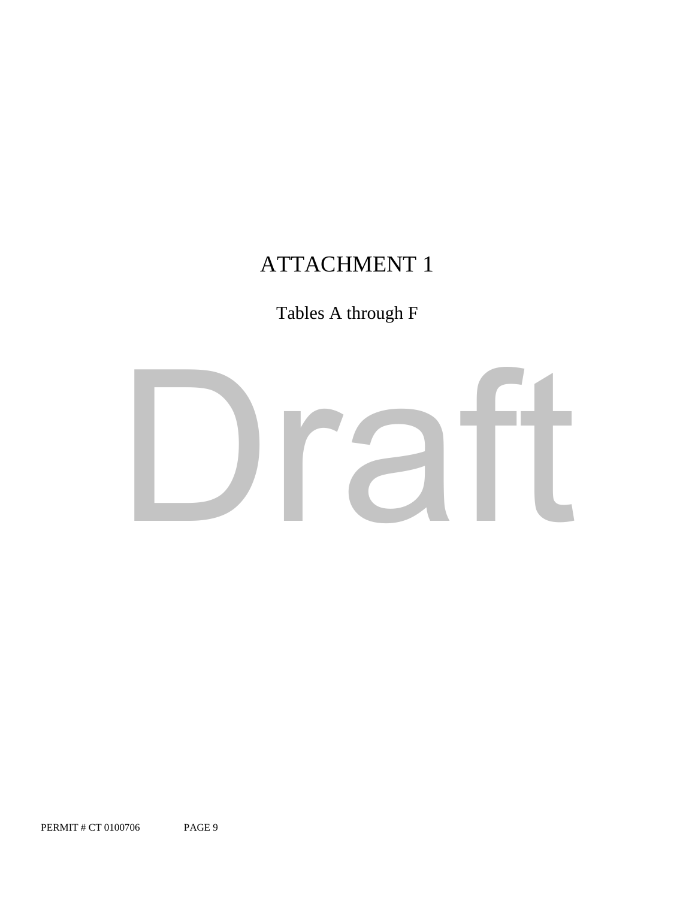# ATTACHMENT 1

Tables A through F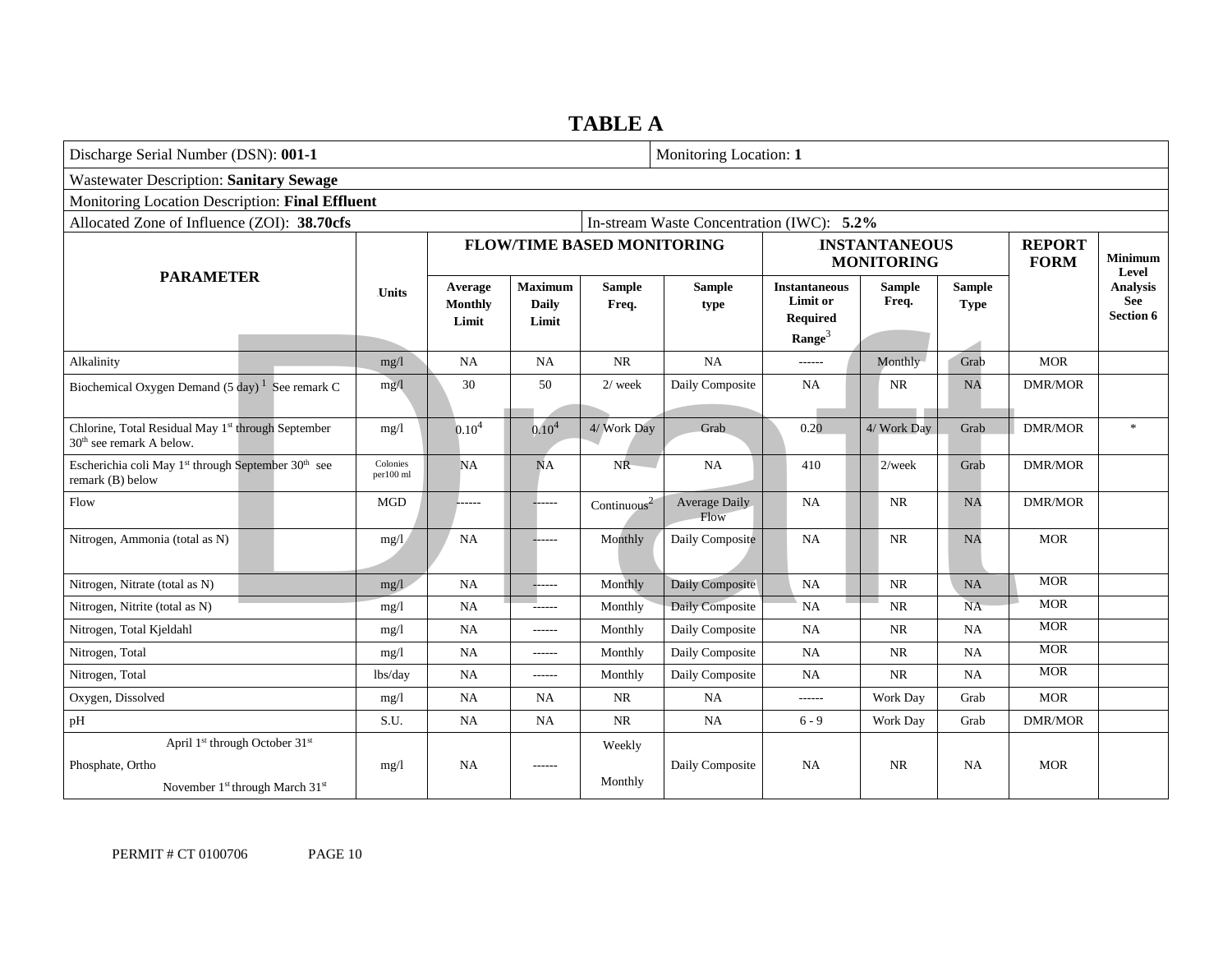# TABLE A

| Discharge Serial Number (DSN): **001-1** | | | | | Monitoring Location: **1** | | | | | |
|---|---|---|---|---|---|---|---|---|---|---|
| Wastewater Description: **Sanitary Sewage** | | | | | | | | | | |
| Monitoring Location Description: **Final Effluent** | | | | | | | | | | |
| Allocated Zone of Influence (ZOI): **38.70cfs** | | | | In-stream Waste Concentration (IWC): **5.2%** | | | | | | |
| **PARAMETER** | **Units** | **FLOW/TIME BASED MONITORING** | | | | **INSTANTANEOUS MONITORING** | | | **REPORT FORM** | **Minimum Level Analysis See Section 6** |
| | | **Average Monthly Limit** | **Maximum Daily Limit** | **Sample Freq.** | **Sample type** | **Instantaneous Limit or Required Range**[3] | **Sample Freq.** | **Sample Type** | | |
| Alkalinity | mg/l | NA | NA | NR | NA | ------ | Monthly | Grab | MOR | |
| Biochemical Oxygen Demand (5 day)[1] See remark C | mg/l | 30 | 50 | 2/ week | Daily Composite | NA | NR | NA | DMR/MOR | |
| Chlorine, Total Residual May 1st through September 30th see remark A below. | mg/l | 0.10[4] | 0.10[4] | 4/ Work Day | Grab | 0.20 | 4/ Work Day | Grab | DMR/MOR | * |
| Escherichia coli May 1st through September 30th see remark (B) below | Colonies per100 ml | NA | NA | NR | NA | 410 | 2/week | Grab | DMR/MOR | |
| Flow | MGD | ------ | ------ | Continuous[2] | Average Daily Flow | NA | NR | NA | DMR/MOR | |
| Nitrogen, Ammonia (total as N) | mg/l | NA | ------ | Monthly | Daily Composite | NA | NR | NA | MOR | |
| Nitrogen, Nitrate (total as N) | mg/l | NA | ------ | Monthly | Daily Composite | NA | NR | NA | MOR | |
| Nitrogen, Nitrite (total as N) | mg/l | NA | ------ | Monthly | Daily Composite | NA | NR | NA | MOR | |
| Nitrogen, Total Kjeldahl | mg/l | NA | ------ | Monthly | Daily Composite | NA | NR | NA | MOR | |
| Nitrogen, Total | mg/l | NA | ------ | Monthly | Daily Composite | NA | NR | NA | MOR | |
| Nitrogen, Total | lbs/day | NA | ------ | Monthly | Daily Composite | NA | NR | NA | MOR | |
| Oxygen, Dissolved | mg/l | NA | NA | NR | NA | ------ | Work Day | Grab | MOR | |
| pH | S.U. | NA | NA | NR | NA | 6 - 9 | Work Day | Grab | DMR/MOR | |
| Phosphate, Ortho (April 1st through October 31st / November 1st through March 31st) | mg/l | NA | ------ | Weekly / Monthly | Daily Composite | NA | NR | NA | MOR | |

PERMIT # CT 0100706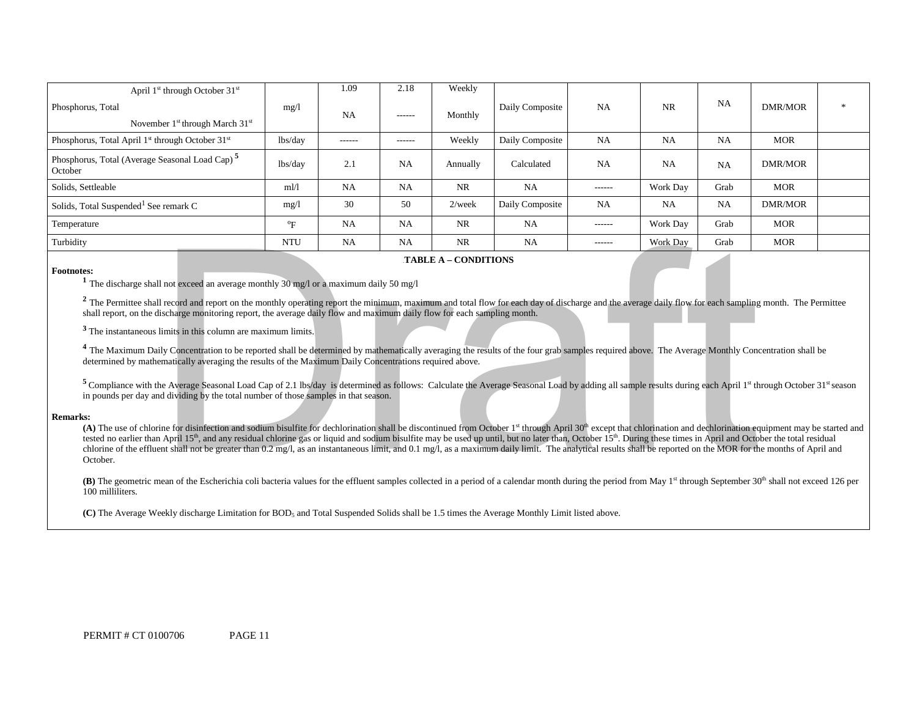| | | | | | | | | | | |
|---|---|---|---|---|---|---|---|---|---|---|
| April 1st through October 31st<br>Phosphorus, Total<br>November 1st through March 31st | mg/l | 1.09<br><br>NA | 2.18<br><br>------ | Weekly<br><br>Monthly | Daily Composite | NA | NR | NA | DMR/MOR | * |
| Phosphorus, Total April 1st through October 31st | lbs/day | ------ | ------ | Weekly | Daily Composite | NA | NA | NA | MOR | |
| Phosphorus, Total (Average Seasonal Load Cap) [5] October | lbs/day | 2.1 | NA | Annually | Calculated | NA | NA | NA | DMR/MOR | |
| Solids, Settleable | ml/l | NA | NA | NR | NA | ------ | Work Day | Grab | MOR | |
| Solids, Total Suspended[1] See remark C | mg/l | 30 | 50 | 2/week | Daily Composite | NA | NA | NA | DMR/MOR | |
| Temperature | ºF | NA | NA | NR | NA | ------ | Work Day | Grab | MOR | |
| Turbidity | NTU | NA | NA | NR | NA | ------ | Work Day | Grab | MOR | |

**TABLE A – CONDITIONS**

**Footnotes:**

[1] The discharge shall not exceed an average monthly 30 mg/l or a maximum daily 50 mg/l

[2] The Permittee shall record and report on the monthly operating report the minimum, maximum and total flow for each day of discharge and the average daily flow for each sampling month. The Permittee shall report, on the discharge monitoring report, the average daily flow and maximum daily flow for each sampling month.

[3] The instantaneous limits in this column are maximum limits.

[4] The Maximum Daily Concentration to be reported shall be determined by mathematically averaging the results of the four grab samples required above. The Average Monthly Concentration shall be determined by mathematically averaging the results of the Maximum Daily Concentrations required above.

[5] Compliance with the Average Seasonal Load Cap of 2.1 lbs/day is determined as follows: Calculate the Average Seasonal Load by adding all sample results during each April 1st through October 31st season in pounds per day and dividing by the total number of those samples in that season.

**Remarks:**

**(A)** The use of chlorine for disinfection and sodium bisulfite for dechlorination shall be discontinued from October 1st through April 30th except that chlorination and dechlorination equipment may be started and tested no earlier than April 15th, and any residual chlorine gas or liquid and sodium bisulfite may be used up until, but no later than, October 15th. During these times in April and October the total residual chlorine of the effluent shall not be greater than 0.2 mg/l, as an instantaneous limit, and 0.1 mg/l, as a maximum daily limit. The analytical results shall be reported on the MOR for the months of April and October.

**(B)** The geometric mean of the Escherichia coli bacteria values for the effluent samples collected in a period of a calendar month during the period from May 1st through September 30th shall not exceed 126 per 100 milliliters.

**(C)** The Average Weekly discharge Limitation for $BOD_5$ and Total Suspended Solids shall be 1.5 times the Average Monthly Limit listed above.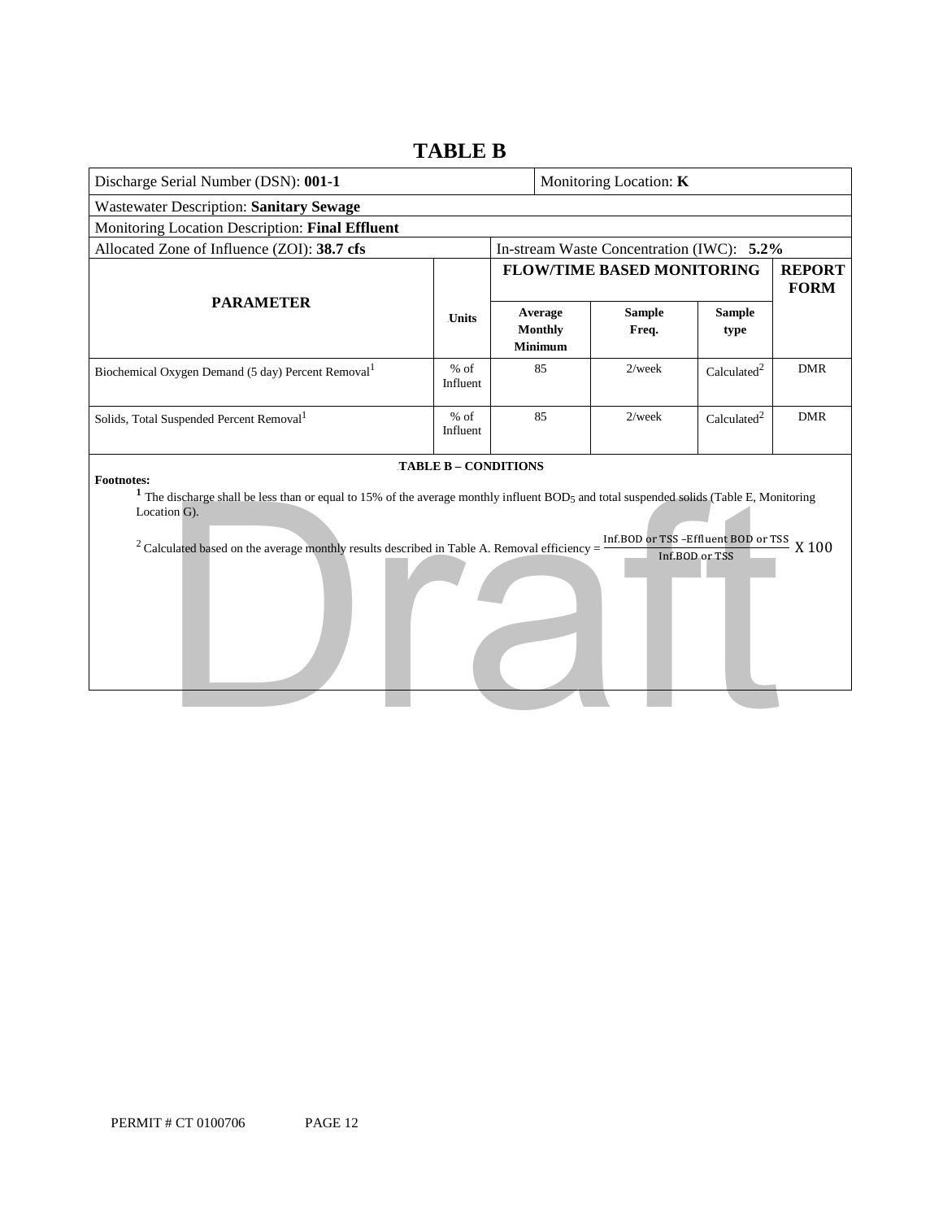# TABLE B

| Discharge Serial Number (DSN): **001-1** | | | Monitoring Location: **K** | | |
|---|---|---|---|---|---|
| Wastewater Description: **Sanitary Sewage** | | | | | |
| Monitoring Location Description: **Final Effluent** | | | | | |
| Allocated Zone of Influence (ZOI): **38.7 cfs** | | In-stream Waste Concentration (IWC): **5.2%** | | | |
| **PARAMETER** | **Units** | **FLOW/TIME BASED MONITORING** | | | **REPORT FORM** |
| | | **Average Monthly Minimum** | **Sample Freq.** | **Sample type** | |
| Biochemical Oxygen Demand (5 day) Percent Removal[1] | % of Influent | 85 | 2/week | Calculated[2] | DMR |
| Solids, Total Suspended Percent Removal[1] | % of Influent | 85 | 2/week | Calculated[2] | DMR |

**TABLE B – CONDITIONS**

**Footnotes:**

[1] The discharge shall be less than or equal to 15% of the average monthly influent $BOD_5$ and total suspended solids (Table E, Monitoring Location G).

[2] Calculated based on the average monthly results described in Table A. Removal efficiency = $\frac{\text{Inf.BOD or TSS} - \text{Effluent BOD or TSS}}{\text{Inf.BOD or TSS}} \times 100$

Draft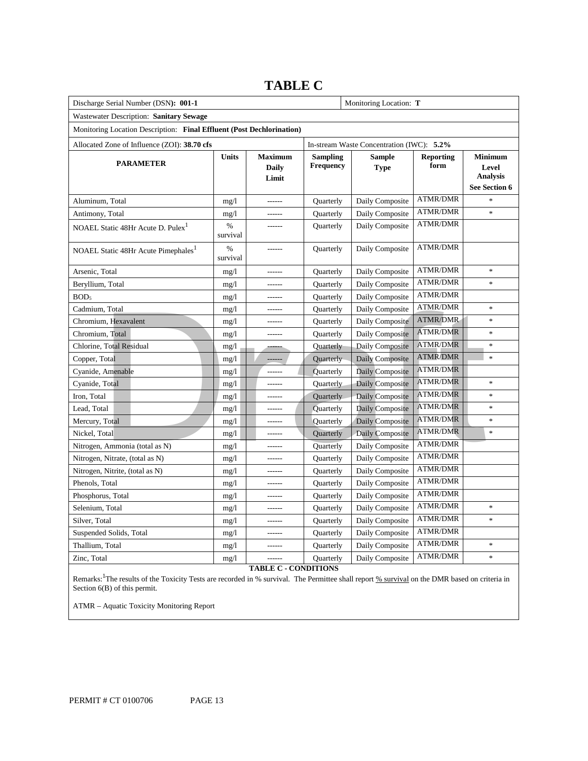# TABLE C

| Discharge Serial Number (DSN): **001-1** | | | | Monitoring Location: **T** | | |
|---|---|---|---|---|---|---|
| Wastewater Description: **Sanitary Sewage** | | | | | | |
| Monitoring Location Description: **Final Effluent (Post Dechlorination)** | | | | | | |
| Allocated Zone of Influence (ZOI): **38.70 cfs** | | | In-stream Waste Concentration (IWC): **5.2%** | | | |
| **PARAMETER** | **Units** | **Maximum Daily Limit** | **Sampling Frequency** | **Sample Type** | **Reporting form** | **Minimum Level Analysis See Section 6** |
| Aluminum, Total | mg/l | ------ | Quarterly | Daily Composite | ATMR/DMR | * |
| Antimony, Total | mg/l | ------ | Quarterly | Daily Composite | ATMR/DMR | * |
| NOAEL Static 48Hr Acute D. Pulex[1] | % survival | ------ | Quarterly | Daily Composite | ATMR/DMR | |
| NOAEL Static 48Hr Acute Pimephales[1] | % survival | ------ | Quarterly | Daily Composite | ATMR/DMR | |
| Arsenic, Total | mg/l | ------ | Quarterly | Daily Composite | ATMR/DMR | * |
| Beryllium, Total | mg/l | ------ | Quarterly | Daily Composite | ATMR/DMR | * |
| $BOD_5$ | mg/l | ------ | Quarterly | Daily Composite | ATMR/DMR | |
| Cadmium, Total | mg/l | ------ | Quarterly | Daily Composite | ATMR/DMR | * |
| Chromium, Hexavalent | mg/l | ------ | Quarterly | Daily Composite | ATMR/DMR | * |
| Chromium, Total | mg/l | ------ | Quarterly | Daily Composite | ATMR/DMR | * |
| Chlorine, Total Residual | mg/l | ------ | Quarterly | Daily Composite | ATMR/DMR | * |
| Copper, Total | mg/l | ------ | Quarterly | Daily Composite | ATMR/DMR | * |
| Cyanide, Amenable | mg/l | ------ | Quarterly | Daily Composite | ATMR/DMR | |
| Cyanide, Total | mg/l | ------ | Quarterly | Daily Composite | ATMR/DMR | * |
| Iron, Total | mg/l | ------ | Quarterly | Daily Composite | ATMR/DMR | * |
| Lead, Total | mg/l | ------ | Quarterly | Daily Composite | ATMR/DMR | * |
| Mercury, Total | mg/l | ------ | Quarterly | Daily Composite | ATMR/DMR | * |
| Nickel, Total | mg/l | ------ | Quarterly | Daily Composite | ATMR/DMR | * |
| Nitrogen, Ammonia (total as N) | mg/l | ------ | Quarterly | Daily Composite | ATMR/DMR | |
| Nitrogen, Nitrate, (total as N) | mg/l | ------ | Quarterly | Daily Composite | ATMR/DMR | |
| Nitrogen, Nitrite, (total as N) | mg/l | ------ | Quarterly | Daily Composite | ATMR/DMR | |
| Phenols, Total | mg/l | ------ | Quarterly | Daily Composite | ATMR/DMR | |
| Phosphorus, Total | mg/l | ------ | Quarterly | Daily Composite | ATMR/DMR | |
| Selenium, Total | mg/l | ------ | Quarterly | Daily Composite | ATMR/DMR | * |
| Silver, Total | mg/l | ------ | Quarterly | Daily Composite | ATMR/DMR | * |
| Suspended Solids, Total | mg/l | ------ | Quarterly | Daily Composite | ATMR/DMR | |
| Thallium, Total | mg/l | ------ | Quarterly | Daily Composite | ATMR/DMR | * |
| Zinc, Total | mg/l | ------ | Quarterly | Daily Composite | ATMR/DMR | * |

**TABLE C - CONDITIONS**

Remarks:[1]The results of the Toxicity Tests are recorded in % survival. The Permittee shall report % survival on the DMR based on criteria in Section 6(B) of this permit.

ATMR – Aquatic Toxicity Monitoring Report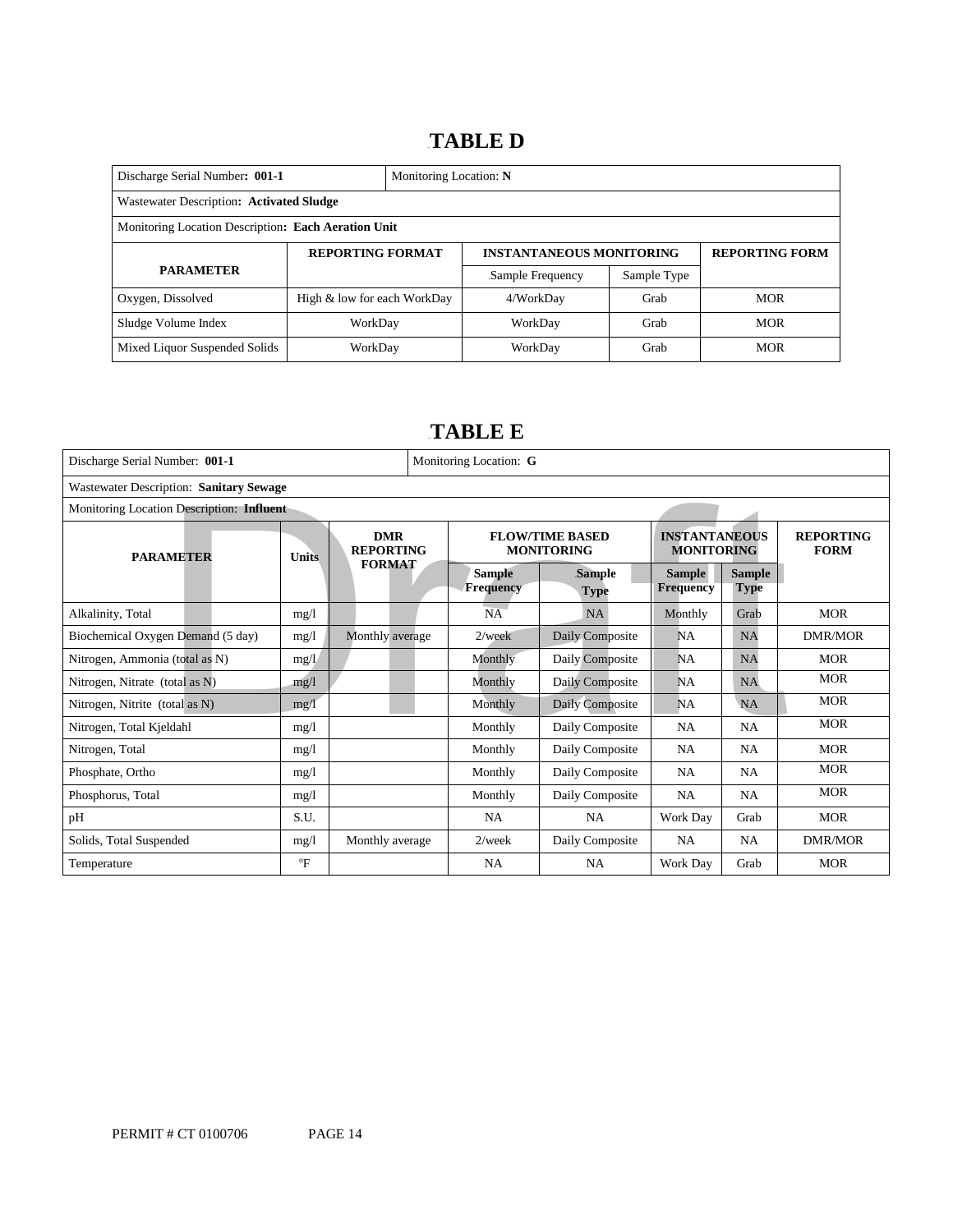## TABLE D

| Discharge Serial Number: **001-1** | | Monitoring Location: **N** | | |
|---|---|---|---|---|
| Wastewater Description: **Activated Sludge** | | | | |
| Monitoring Location Description: **Each Aeration Unit** | | | | |
| **PARAMETER** | **REPORTING FORMAT** | **INSTANTANEOUS MONITORING** | | **REPORTING FORM** |
| | | Sample Frequency | Sample Type | |
| Oxygen, Dissolved | High & low for each WorkDay | 4/WorkDay | Grab | MOR |
| Sludge Volume Index | WorkDay | WorkDay | Grab | MOR |
| Mixed Liquor Suspended Solids | WorkDay | WorkDay | Grab | MOR |

## TABLE E

| Discharge Serial Number: **001-1** | | | Monitoring Location: **G** | | | | |
|---|---|---|---|---|---|---|---|
| Wastewater Description: **Sanitary Sewage** | | | | | | | |
| Monitoring Location Description: **Influent** | | | | | | | |
| **PARAMETER** | **Units** | **DMR REPORTING FORMAT** | **FLOW/TIME BASED MONITORING** | | **INSTANTANEOUS MONITORING** | | **REPORTING FORM** |
| | | | **Sample Frequency** | **Sample Type** | **Sample Frequency** | **Sample Type** | |
| Alkalinity, Total | mg/l | | NA | NA | Monthly | Grab | MOR |
| Biochemical Oxygen Demand (5 day) | mg/l | Monthly average | 2/week | Daily Composite | NA | NA | DMR/MOR |
| Nitrogen, Ammonia (total as N) | mg/l | | Monthly | Daily Composite | NA | NA | MOR |
| Nitrogen, Nitrate (total as N) | mg/l | | Monthly | Daily Composite | NA | NA | MOR |
| Nitrogen, Nitrite (total as N) | mg/l | | Monthly | Daily Composite | NA | NA | MOR |
| Nitrogen, Total Kjeldahl | mg/l | | Monthly | Daily Composite | NA | NA | MOR |
| Nitrogen, Total | mg/l | | Monthly | Daily Composite | NA | NA | MOR |
| Phosphate, Ortho | mg/l | | Monthly | Daily Composite | NA | NA | MOR |
| Phosphorus, Total | mg/l | | Monthly | Daily Composite | NA | NA | MOR |
| pH | S.U. | | NA | NA | Work Day | Grab | MOR |
| Solids, Total Suspended | mg/l | Monthly average | 2/week | Daily Composite | NA | NA | DMR/MOR |
| Temperature | °F | | NA | NA | Work Day | Grab | MOR |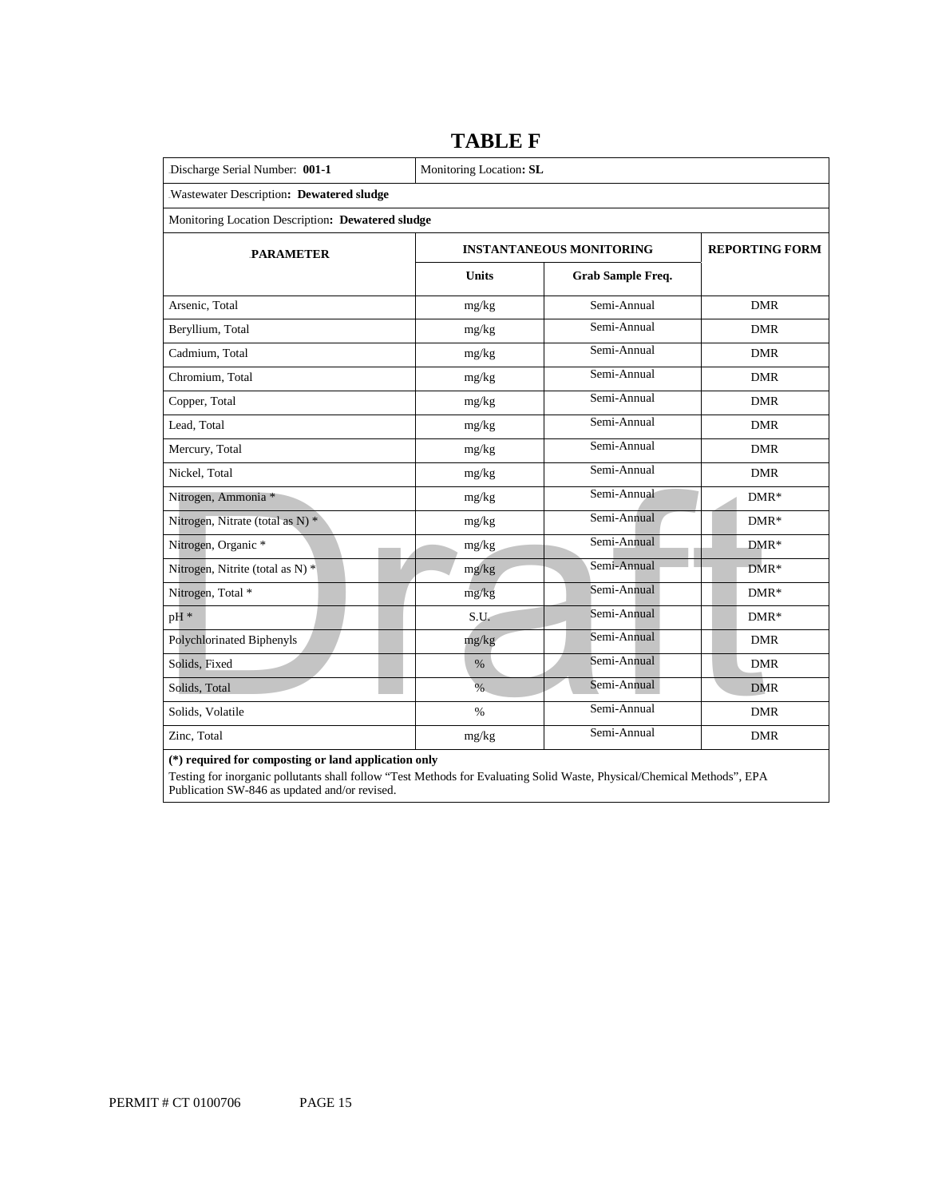# TABLE F

| Discharge Serial Number: **001-1** | Monitoring Location**: SL** | | |
|---|---|---|---|
| Wastewater Description**: Dewatered sludge** | | | |
| Monitoring Location Description**: Dewatered sludge** | | | |
| **PARAMETER** | **INSTANTANEOUS MONITORING** | | **REPORTING FORM** |
| | **Units** | **Grab Sample Freq.** | |
| Arsenic, Total | mg/kg | Semi-Annual | DMR |
| Beryllium, Total | mg/kg | Semi-Annual | DMR |
| Cadmium, Total | mg/kg | Semi-Annual | DMR |
| Chromium, Total | mg/kg | Semi-Annual | DMR |
| Copper, Total | mg/kg | Semi-Annual | DMR |
| Lead, Total | mg/kg | Semi-Annual | DMR |
| Mercury, Total | mg/kg | Semi-Annual | DMR |
| Nickel, Total | mg/kg | Semi-Annual | DMR |
| Nitrogen, Ammonia * | mg/kg | Semi-Annual | DMR* |
| Nitrogen, Nitrate (total as N) * | mg/kg | Semi-Annual | DMR* |
| Nitrogen, Organic * | mg/kg | Semi-Annual | DMR* |
| Nitrogen, Nitrite (total as N) * | mg/kg | Semi-Annual | DMR* |
| Nitrogen, Total * | mg/kg | Semi-Annual | DMR* |
| pH * | S.U. | Semi-Annual | DMR* |
| Polychlorinated Biphenyls | mg/kg | Semi-Annual | DMR |
| Solids, Fixed | % | Semi-Annual | DMR |
| Solids, Total | % | Semi-Annual | DMR |
| Solids, Volatile | % | Semi-Annual | DMR |
| Zinc, Total | mg/kg | Semi-Annual | DMR |

**(*) required for composting or land application only**

Testing for inorganic pollutants shall follow "Test Methods for Evaluating Solid Waste, Physical/Chemical Methods", EPA Publication SW-846 as updated and/or revised.

PERMIT # CT 0100706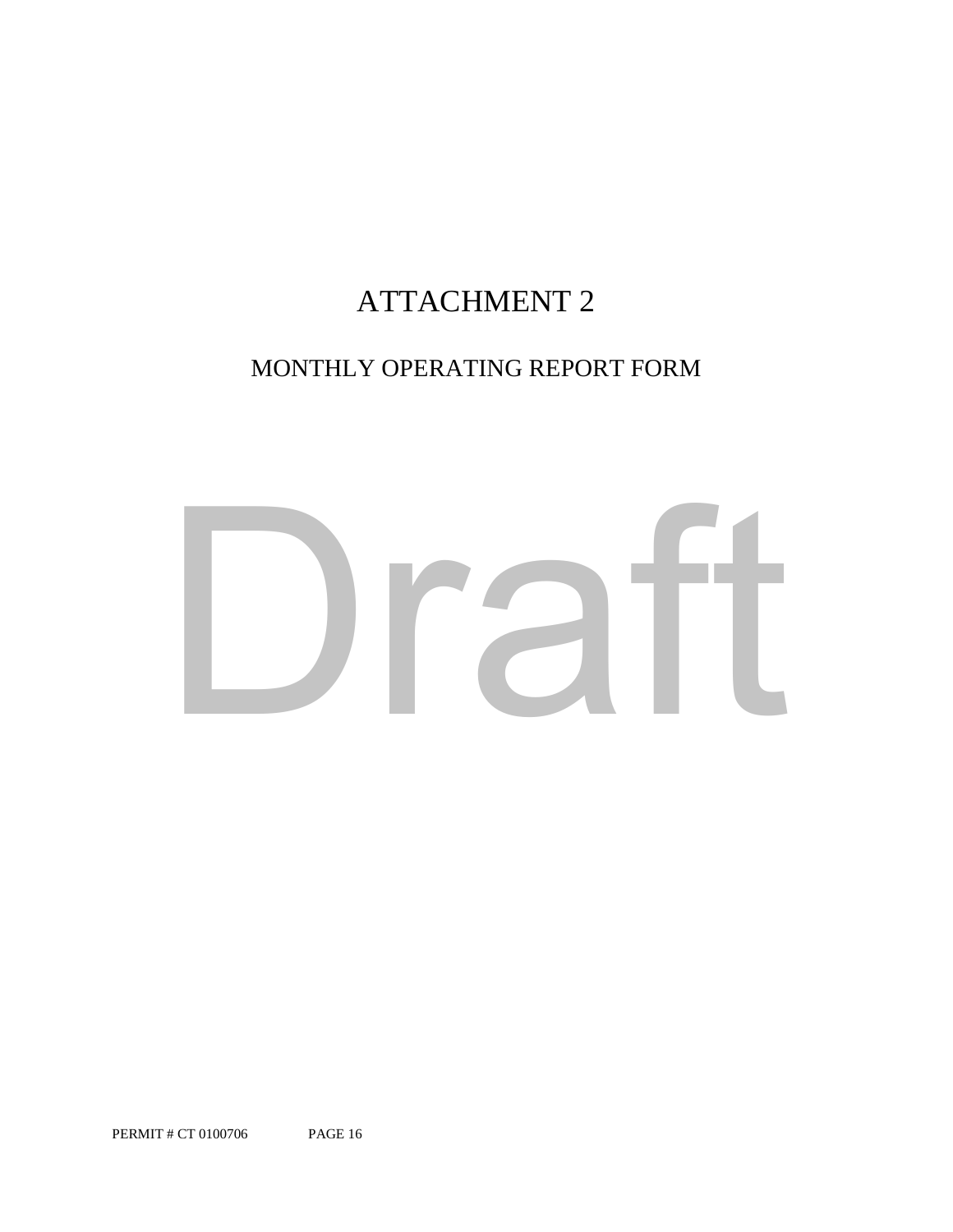# ATTACHMENT 2

## MONTHLY OPERATING REPORT FORM

Draft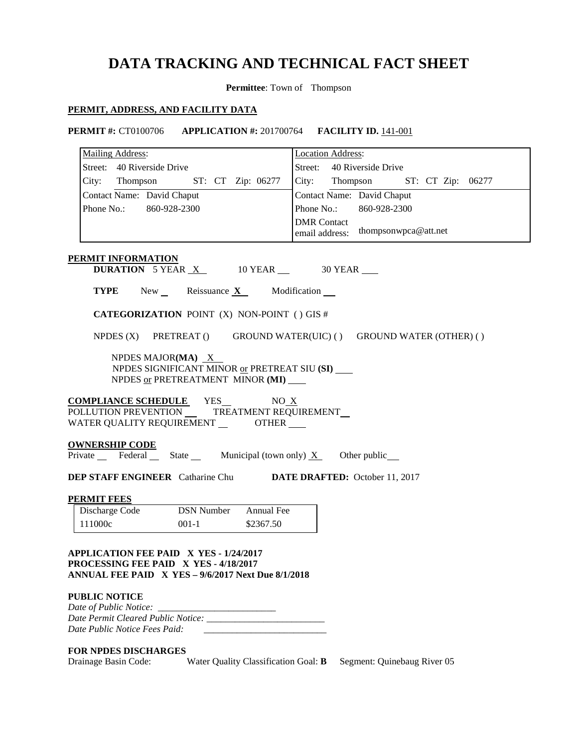# DATA TRACKING AND TECHNICAL FACT SHEET

**Permittee**: Town of Thompson

**PERMIT, ADDRESS, AND FACILITY DATA**

**PERMIT #:** CT0100706 **APPLICATION #:** 201700764 **FACILITY ID.** 141-001

| Mailing Address: | Location Address: |
|---|---|
| Street: 40 Riverside Drive | Street: 40 Riverside Drive |
| City: Thompson ST: CT Zip: 06277 | City: Thompson ST: CT Zip: 06277 |
| Contact Name: David Chaput | Contact Name: David Chaput |
| Phone No.: 860-928-2300 | Phone No.: 860-928-2300 |
| | DMR Contact email address: thompsonwpca@att.net |

**PERMIT INFORMATION**

**DURATION** 5 YEAR X 10 YEAR ___ 30 YEAR ___

**TYPE** New ___ Reissuance **X** Modification ___

**CATEGORIZATION** POINT (X) NON-POINT ( ) GIS #

NPDES (X) PRETREAT () GROUND WATER(UIC) ( ) GROUND WATER (OTHER) ( )

NPDES MAJOR**(MA)** X
NPDES SIGNIFICANT MINOR or PRETREAT SIU **(SI)** ___
NPDES or PRETREATMENT MINOR **(MI)** ___

**COMPLIANCE SCHEDULE** YES___ NO X
POLLUTION PREVENTION ___ TREATMENT REQUIREMENT ___
WATER QUALITY REQUIREMENT ___ OTHER ___

**OWNERSHIP CODE**
Private ___ Federal ___ State ___ Municipal (town only) X Other public ___

**DEP STAFF ENGINEER** Catharine Chu **DATE DRAFTED:** October 11, 2017

**PERMIT FEES**

| Discharge Code | DSN Number | Annual Fee |
|---|---|---|
| 111000c | 001-1 | $2367.50 |

**APPLICATION FEE PAID X YES - 1/24/2017**
**PROCESSING FEE PAID X YES - 4/18/2017**
**ANNUAL FEE PAID X YES – 9/6/2017 Next Due 8/1/2018**

**PUBLIC NOTICE**

*Date of Public Notice:* ________________________
*Date Permit Cleared Public Notice:* ________________________
*Date Public Notice Fees Paid:* ________________________

**FOR NPDES DISCHARGES**

Drainage Basin Code: Water Quality Classification Goal: **B** Segment: Quinebaug River 05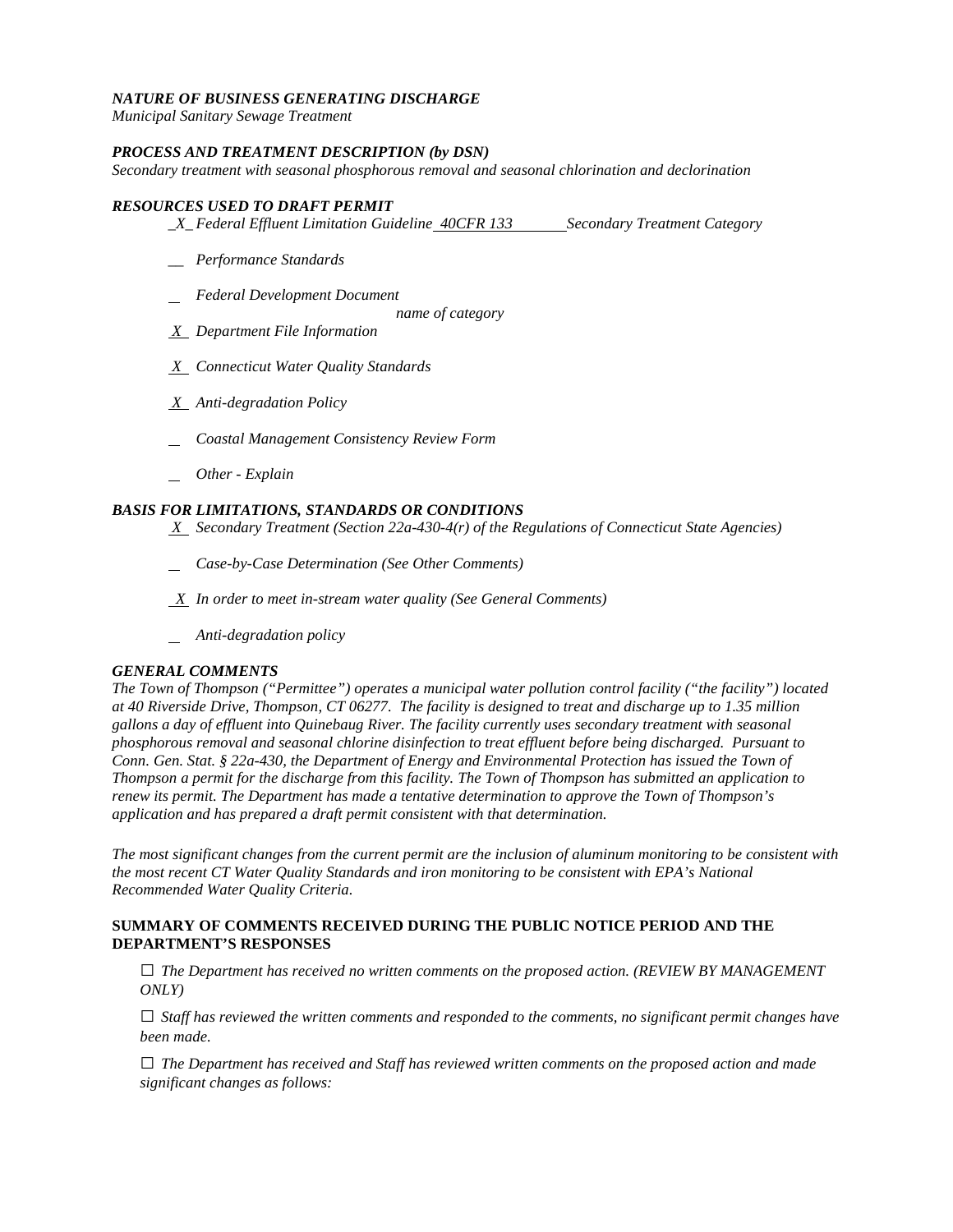***NATURE OF BUSINESS GENERATING DISCHARGE***
*Municipal Sanitary Sewage Treatment*

***PROCESS AND TREATMENT DESCRIPTION (by DSN)***
*Secondary treatment with seasonal phosphorous removal and seasonal chlorination and declorination*

***RESOURCES USED TO DRAFT PERMIT***

_X_ *Federal Effluent Limitation Guideline* *40CFR 133* *Secondary Treatment Category*

__ *Performance Standards*

_ *Federal Development Document* *name of category*

*X* *Department File Information*

*X* *Connecticut Water Quality Standards*

*X* *Anti-degradation Policy*

_ *Coastal Management Consistency Review Form*

_ *Other - Explain*

***BASIS FOR LIMITATIONS, STANDARDS OR CONDITIONS***

*X* *Secondary Treatment (Section 22a-430-4(r) of the Regulations of Connecticut State Agencies)*

_ *Case-by-Case Determination (See Other Comments)*

*X* *In order to meet in-stream water quality (See General Comments)*

_ *Anti-degradation policy*

***GENERAL COMMENTS***
*The Town of Thompson ("Permittee") operates a municipal water pollution control facility ("the facility") located at 40 Riverside Drive, Thompson, CT 06277. The facility is designed to treat and discharge up to 1.35 million gallons a day of effluent into Quinebaug River. The facility currently uses secondary treatment with seasonal phosphorous removal and seasonal chlorine disinfection to treat effluent before being discharged. Pursuant to Conn. Gen. Stat. § 22a-430, the Department of Energy and Environmental Protection has issued the Town of Thompson a permit for the discharge from this facility. The Town of Thompson has submitted an application to renew its permit. The Department has made a tentative determination to approve the Town of Thompson's application and has prepared a draft permit consistent with that determination.*

*The most significant changes from the current permit are the inclusion of aluminum monitoring to be consistent with the most recent CT Water Quality Standards and iron monitoring to be consistent with EPA's National Recommended Water Quality Criteria.*

**SUMMARY OF COMMENTS RECEIVED DURING THE PUBLIC NOTICE PERIOD AND THE DEPARTMENT'S RESPONSES**

☐ *The Department has received no written comments on the proposed action. (REVIEW BY MANAGEMENT ONLY)*

☐ *Staff has reviewed the written comments and responded to the comments, no significant permit changes have been made.*

☐ *The Department has received and Staff has reviewed written comments on the proposed action and made significant changes as follows:*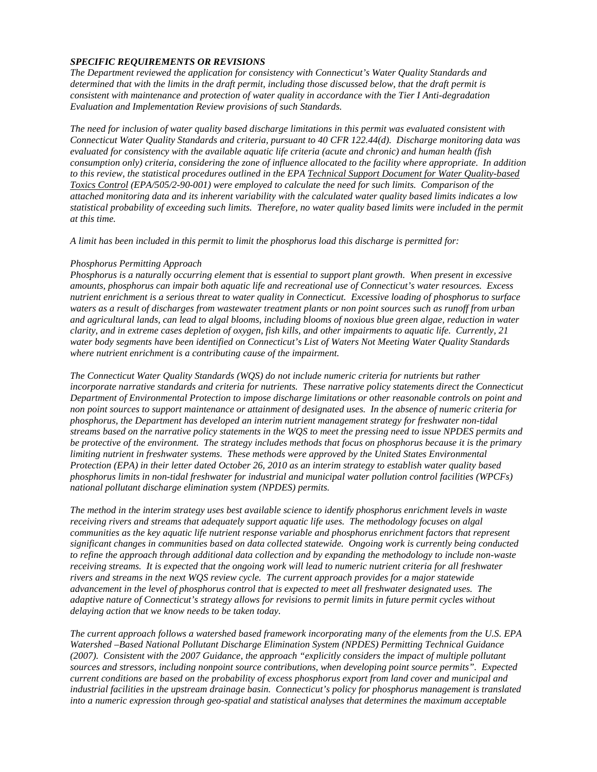***SPECIFIC REQUIREMENTS OR REVISIONS***

*The Department reviewed the application for consistency with Connecticut's Water Quality Standards and determined that with the limits in the draft permit, including those discussed below, that the draft permit is consistent with maintenance and protection of water quality in accordance with the Tier I Anti-degradation Evaluation and Implementation Review provisions of such Standards.*

*The need for inclusion of water quality based discharge limitations in this permit was evaluated consistent with Connecticut Water Quality Standards and criteria, pursuant to 40 CFR 122.44(d). Discharge monitoring data was evaluated for consistency with the available aquatic life criteria (acute and chronic) and human health (fish consumption only) criteria, considering the zone of influence allocated to the facility where appropriate. In addition to this review, the statistical procedures outlined in the EPA Technical Support Document for Water Quality-based Toxics Control (EPA/505/2-90-001) were employed to calculate the need for such limits. Comparison of the attached monitoring data and its inherent variability with the calculated water quality based limits indicates a low statistical probability of exceeding such limits. Therefore, no water quality based limits were included in the permit at this time.*

*A limit has been included in this permit to limit the phosphorus load this discharge is permitted for:*

*Phosphorus Permitting Approach*
*Phosphorus is a naturally occurring element that is essential to support plant growth. When present in excessive amounts, phosphorus can impair both aquatic life and recreational use of Connecticut's water resources. Excess nutrient enrichment is a serious threat to water quality in Connecticut. Excessive loading of phosphorus to surface waters as a result of discharges from wastewater treatment plants or non point sources such as runoff from urban and agricultural lands, can lead to algal blooms, including blooms of noxious blue green algae, reduction in water clarity, and in extreme cases depletion of oxygen, fish kills, and other impairments to aquatic life. Currently, 21 water body segments have been identified on Connecticut's List of Waters Not Meeting Water Quality Standards where nutrient enrichment is a contributing cause of the impairment.*

*The Connecticut Water Quality Standards (WQS) do not include numeric criteria for nutrients but rather incorporate narrative standards and criteria for nutrients. These narrative policy statements direct the Connecticut Department of Environmental Protection to impose discharge limitations or other reasonable controls on point and non point sources to support maintenance or attainment of designated uses. In the absence of numeric criteria for phosphorus, the Department has developed an interim nutrient management strategy for freshwater non-tidal streams based on the narrative policy statements in the WQS to meet the pressing need to issue NPDES permits and be protective of the environment. The strategy includes methods that focus on phosphorus because it is the primary limiting nutrient in freshwater systems. These methods were approved by the United States Environmental Protection (EPA) in their letter dated October 26, 2010 as an interim strategy to establish water quality based phosphorus limits in non-tidal freshwater for industrial and municipal water pollution control facilities (WPCFs) national pollutant discharge elimination system (NPDES) permits.*

*The method in the interim strategy uses best available science to identify phosphorus enrichment levels in waste receiving rivers and streams that adequately support aquatic life uses. The methodology focuses on algal communities as the key aquatic life nutrient response variable and phosphorus enrichment factors that represent significant changes in communities based on data collected statewide. Ongoing work is currently being conducted to refine the approach through additional data collection and by expanding the methodology to include non-waste receiving streams. It is expected that the ongoing work will lead to numeric nutrient criteria for all freshwater rivers and streams in the next WQS review cycle. The current approach provides for a major statewide advancement in the level of phosphorus control that is expected to meet all freshwater designated uses. The adaptive nature of Connecticut's strategy allows for revisions to permit limits in future permit cycles without delaying action that we know needs to be taken today.*

*The current approach follows a watershed based framework incorporating many of the elements from the U.S. EPA Watershed –Based National Pollutant Discharge Elimination System (NPDES) Permitting Technical Guidance (2007). Consistent with the 2007 Guidance, the approach "explicitly considers the impact of multiple pollutant sources and stressors, including nonpoint source contributions, when developing point source permits". Expected current conditions are based on the probability of excess phosphorus export from land cover and municipal and industrial facilities in the upstream drainage basin. Connecticut's policy for phosphorus management is translated into a numeric expression through geo-spatial and statistical analyses that determines the maximum acceptable*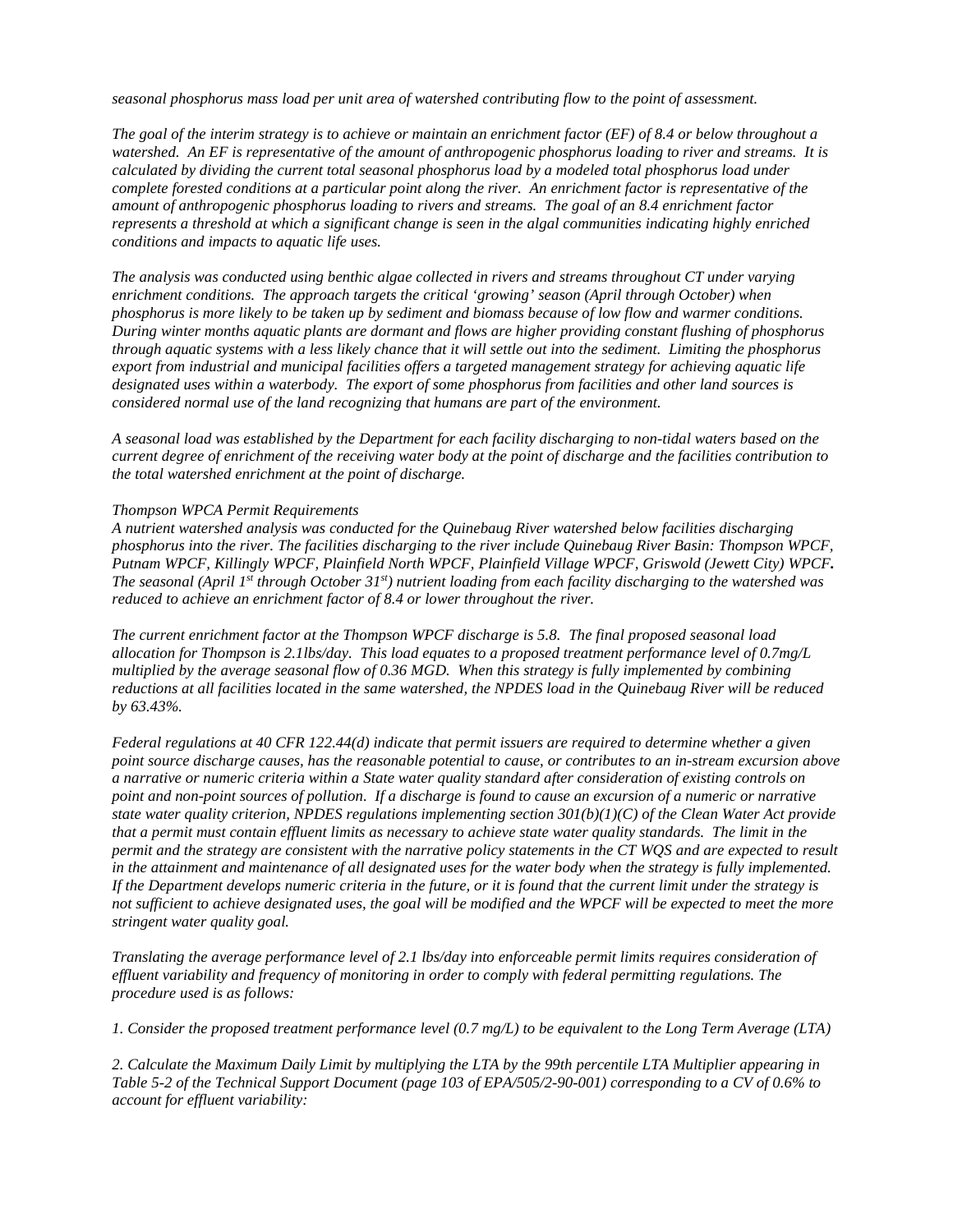*seasonal phosphorus mass load per unit area of watershed contributing flow to the point of assessment.*

*The goal of the interim strategy is to achieve or maintain an enrichment factor (EF) of 8.4 or below throughout a watershed. An EF is representative of the amount of anthropogenic phosphorus loading to river and streams. It is calculated by dividing the current total seasonal phosphorus load by a modeled total phosphorus load under complete forested conditions at a particular point along the river. An enrichment factor is representative of the amount of anthropogenic phosphorus loading to rivers and streams. The goal of an 8.4 enrichment factor represents a threshold at which a significant change is seen in the algal communities indicating highly enriched conditions and impacts to aquatic life uses.*

*The analysis was conducted using benthic algae collected in rivers and streams throughout CT under varying enrichment conditions. The approach targets the critical 'growing' season (April through October) when phosphorus is more likely to be taken up by sediment and biomass because of low flow and warmer conditions. During winter months aquatic plants are dormant and flows are higher providing constant flushing of phosphorus through aquatic systems with a less likely chance that it will settle out into the sediment. Limiting the phosphorus export from industrial and municipal facilities offers a targeted management strategy for achieving aquatic life designated uses within a waterbody. The export of some phosphorus from facilities and other land sources is considered normal use of the land recognizing that humans are part of the environment.*

*A seasonal load was established by the Department for each facility discharging to non-tidal waters based on the current degree of enrichment of the receiving water body at the point of discharge and the facilities contribution to the total watershed enrichment at the point of discharge.*

*Thompson WPCA Permit Requirements*
*A nutrient watershed analysis was conducted for the Quinebaug River watershed below facilities discharging phosphorus into the river. The facilities discharging to the river include Quinebaug River Basin: Thompson WPCF, Putnam WPCF, Killingly WPCF, Plainfield North WPCF, Plainfield Village WPCF, Griswold (Jewett City) WPCF. The seasonal (April 1st through October 31st) nutrient loading from each facility discharging to the watershed was reduced to achieve an enrichment factor of 8.4 or lower throughout the river.*

*The current enrichment factor at the Thompson WPCF discharge is 5.8. The final proposed seasonal load allocation for Thompson is 2.1lbs/day. This load equates to a proposed treatment performance level of 0.7mg/L multiplied by the average seasonal flow of 0.36 MGD. When this strategy is fully implemented by combining reductions at all facilities located in the same watershed, the NPDES load in the Quinebaug River will be reduced by 63.43%.*

*Federal regulations at 40 CFR 122.44(d) indicate that permit issuers are required to determine whether a given point source discharge causes, has the reasonable potential to cause, or contributes to an in-stream excursion above a narrative or numeric criteria within a State water quality standard after consideration of existing controls on point and non-point sources of pollution. If a discharge is found to cause an excursion of a numeric or narrative state water quality criterion, NPDES regulations implementing section 301(b)(1)(C) of the Clean Water Act provide that a permit must contain effluent limits as necessary to achieve state water quality standards. The limit in the permit and the strategy are consistent with the narrative policy statements in the CT WQS and are expected to result in the attainment and maintenance of all designated uses for the water body when the strategy is fully implemented. If the Department develops numeric criteria in the future, or it is found that the current limit under the strategy is not sufficient to achieve designated uses, the goal will be modified and the WPCF will be expected to meet the more stringent water quality goal.*

*Translating the average performance level of 2.1 lbs/day into enforceable permit limits requires consideration of effluent variability and frequency of monitoring in order to comply with federal permitting regulations. The procedure used is as follows:*

*1. Consider the proposed treatment performance level (0.7 mg/L) to be equivalent to the Long Term Average (LTA)*

*2. Calculate the Maximum Daily Limit by multiplying the LTA by the 99th percentile LTA Multiplier appearing in Table 5-2 of the Technical Support Document (page 103 of EPA/505/2-90-001) corresponding to a CV of 0.6% to account for effluent variability:*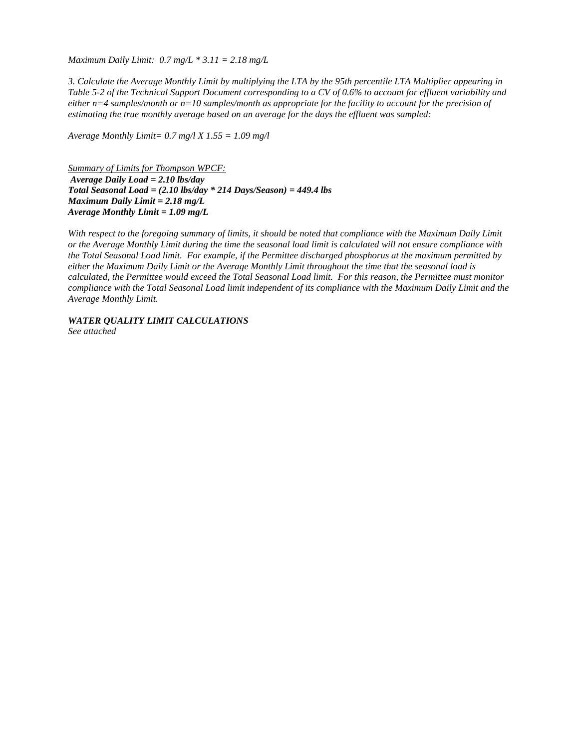*Maximum Daily Limit: 0.7 mg/L * 3.11 = 2.18 mg/L*

*3. Calculate the Average Monthly Limit by multiplying the LTA by the 95th percentile LTA Multiplier appearing in Table 5-2 of the Technical Support Document corresponding to a CV of 0.6% to account for effluent variability and either n=4 samples/month or n=10 samples/month as appropriate for the facility to account for the precision of estimating the true monthly average based on an average for the days the effluent was sampled:*

*Average Monthly Limit= 0.7 mg/l X 1.55 = 1.09 mg/l*

<u>*Summary of Limits for Thompson WPCF:*</u>
***Average Daily Load = 2.10 lbs/day***
***Total Seasonal Load = (2.10 lbs/day * 214 Days/Season) = 449.4 lbs***
***Maximum Daily Limit = 2.18 mg/L***
***Average Monthly Limit = 1.09 mg/L***

*With respect to the foregoing summary of limits, it should be noted that compliance with the Maximum Daily Limit or the Average Monthly Limit during the time the seasonal load limit is calculated will not ensure compliance with the Total Seasonal Load limit. For example, if the Permittee discharged phosphorus at the maximum permitted by either the Maximum Daily Limit or the Average Monthly Limit throughout the time that the seasonal load is calculated, the Permittee would exceed the Total Seasonal Load limit. For this reason, the Permittee must monitor compliance with the Total Seasonal Load limit independent of its compliance with the Maximum Daily Limit and the Average Monthly Limit.*

***WATER QUALITY LIMIT CALCULATIONS***
*See attached*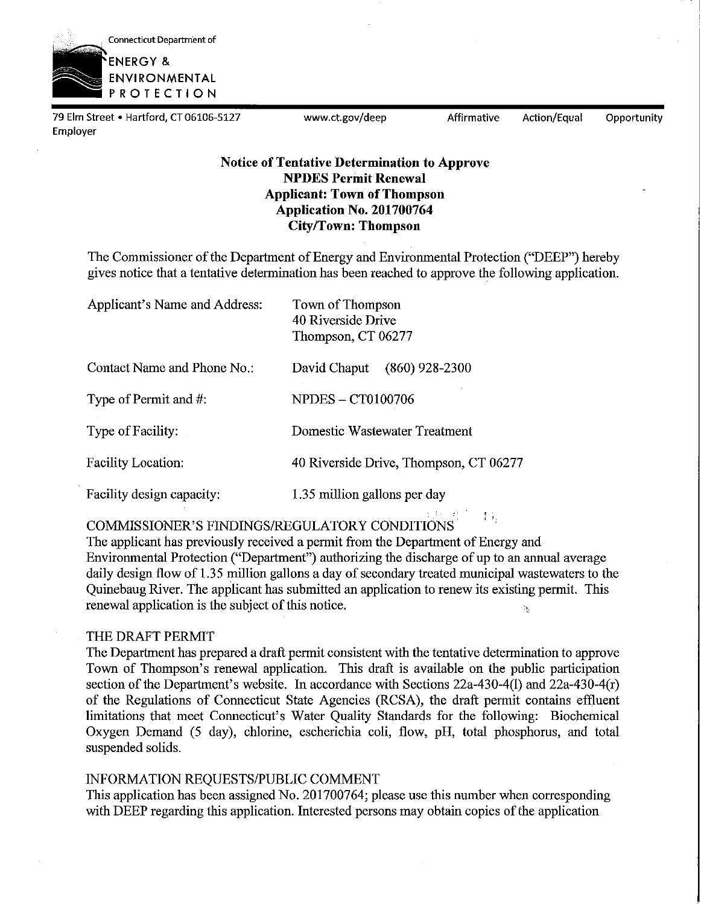Connecticut Department of

ENERGY & ENVIRONMENTAL PROTECTION

79 Elm Street • Hartford, CT 06106-5127 www.ct.gov/deep Affirmative Action/Equal Opportunity Employer

**Notice of Tentative Determination to Approve**
**NPDES Permit Renewal**
**Applicant: Town of Thompson**
**Application No. 201700764**
**City/Town: Thompson**

The Commissioner of the Department of Energy and Environmental Protection ("DEEP") hereby gives notice that a tentative determination has been reached to approve the following application.

| | |
|---|---|
| Applicant's Name and Address: | Town of Thompson<br>40 Riverside Drive<br>Thompson, CT 06277 |
| Contact Name and Phone No.: | David Chaput (860) 928-2300 |
| Type of Permit and #: | NPDES – CT0100706 |
| Type of Facility: | Domestic Wastewater Treatment |
| Facility Location: | 40 Riverside Drive, Thompson, CT 06277 |
| Facility design capacity: | 1.35 million gallons per day |

COMMISSIONER'S FINDINGS/REGULATORY CONDITIONS

The applicant has previously received a permit from the Department of Energy and Environmental Protection ("Department") authorizing the discharge of up to an annual average daily design flow of 1.35 million gallons a day of secondary treated municipal wastewaters to the Quinebaug River. The applicant has submitted an application to renew its existing permit. This renewal application is the subject of this notice.

THE DRAFT PERMIT

The Department has prepared a draft permit consistent with the tentative determination to approve Town of Thompson's renewal application. This draft is available on the public participation section of the Department's website. In accordance with Sections 22a-430-4(l) and 22a-430-4(r) of the Regulations of Connecticut State Agencies (RCSA), the draft permit contains effluent limitations that meet Connecticut's Water Quality Standards for the following: Biochemical Oxygen Demand (5 day), chlorine, escherichia coli, flow, pH, total phosphorus, and total suspended solids.

INFORMATION REQUESTS/PUBLIC COMMENT

This application has been assigned No. 201700764; please use this number when corresponding with DEEP regarding this application. Interested persons may obtain copies of the application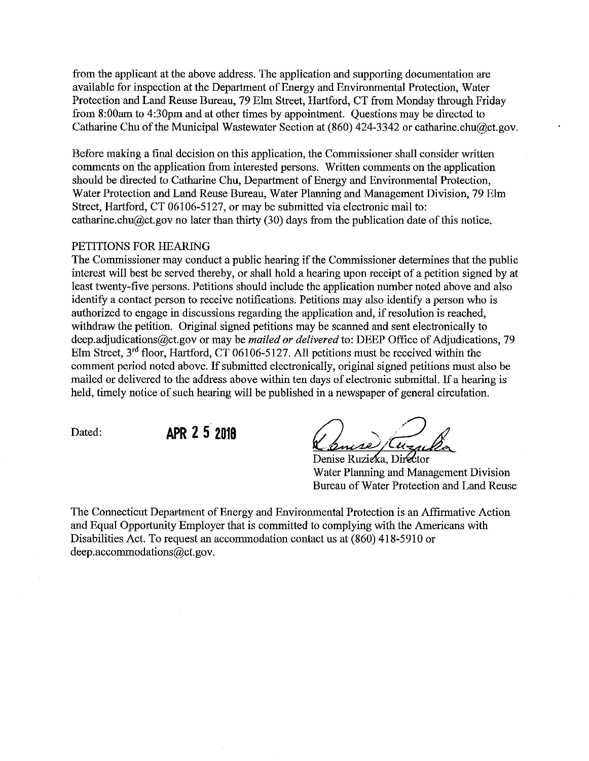from the applicant at the above address. The application and supporting documentation are available for inspection at the Department of Energy and Environmental Protection, Water Protection and Land Reuse Bureau, 79 Elm Street, Hartford, CT from Monday through Friday from 8:00am to 4:30pm and at other times by appointment. Questions may be directed to Catharine Chu of the Municipal Wastewater Section at (860) 424-3342 or catharine.chu@ct.gov.

Before making a final decision on this application, the Commissioner shall consider written comments on the application from interested persons. Written comments on the application should be directed to Catharine Chu, Department of Energy and Environmental Protection, Water Protection and Land Reuse Bureau, Water Planning and Management Division, 79 Elm Street, Hartford, CT 06106-5127, or may be submitted via electronic mail to: catharine.chu@ct.gov no later than thirty (30) days from the publication date of this notice.

PETITIONS FOR HEARING

The Commissioner may conduct a public hearing if the Commissioner determines that the public interest will best be served thereby, or shall hold a hearing upon receipt of a petition signed by at least twenty-five persons. Petitions should include the application number noted above and also identify a contact person to receive notifications. Petitions may also identify a person who is authorized to engage in discussions regarding the application and, if resolution is reached, withdraw the petition. Original signed petitions may be scanned and sent electronically to deep.adjudications@ct.gov or may be *mailed or delivered* to: DEEP Office of Adjudications, 79 Elm Street, 3rd floor, Hartford, CT 06106-5127. All petitions must be received within the comment period noted above. If submitted electronically, original signed petitions must also be mailed or delivered to the address above within ten days of electronic submittal. If a hearing is held, timely notice of such hearing will be published in a newspaper of general circulation.

Dated: **APR 2 5 2018**

Denise Ruzicka, Director
Water Planning and Management Division
Bureau of Water Protection and Land Reuse

The Connecticut Department of Energy and Environmental Protection is an Affirmative Action and Equal Opportunity Employer that is committed to complying with the Americans with Disabilities Act. To request an accommodation contact us at (860) 418-5910 or deep.accommodations@ct.gov.